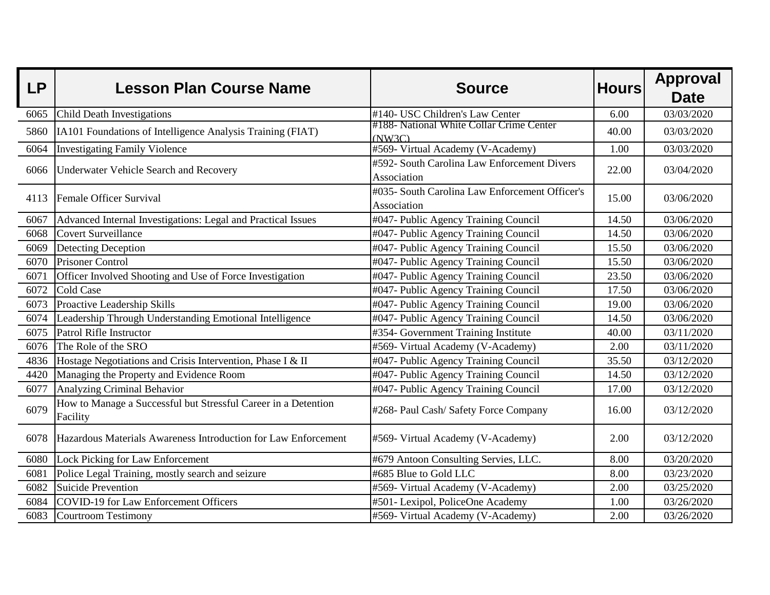| LP | Lesson Plan Course Name | Source | Hours | Approval Date |
|---|---|---|---|---|
| 6065 | Child Death Investigations | #140- USC Children's Law Center | 6.00 | 03/03/2020 |
| 5860 | IA101 Foundations of Intelligence Analysis Training (FIAT) | #188- National White Collar Crime Center (NW3C) | 40.00 | 03/03/2020 |
| 6064 | Investigating Family Violence | #569- Virtual Academy (V-Academy) | 1.00 | 03/03/2020 |
| 6066 | Underwater Vehicle Search and Recovery | #592- South Carolina Law Enforcement Divers Association | 22.00 | 03/04/2020 |
| 4113 | Female Officer Survival | #035- South Carolina Law Enforcement Officer's Association | 15.00 | 03/06/2020 |
| 6067 | Advanced Internal Investigations: Legal and Practical Issues | #047- Public Agency Training Council | 14.50 | 03/06/2020 |
| 6068 | Covert Surveillance | #047- Public Agency Training Council | 14.50 | 03/06/2020 |
| 6069 | Detecting Deception | #047- Public Agency Training Council | 15.50 | 03/06/2020 |
| 6070 | Prisoner Control | #047- Public Agency Training Council | 15.50 | 03/06/2020 |
| 6071 | Officer Involved Shooting and Use of Force Investigation | #047- Public Agency Training Council | 23.50 | 03/06/2020 |
| 6072 | Cold Case | #047- Public Agency Training Council | 17.50 | 03/06/2020 |
| 6073 | Proactive Leadership Skills | #047- Public Agency Training Council | 19.00 | 03/06/2020 |
| 6074 | Leadership Through Understanding Emotional Intelligence | #047- Public Agency Training Council | 14.50 | 03/06/2020 |
| 6075 | Patrol Rifle Instructor | #354- Government Training Institute | 40.00 | 03/11/2020 |
| 6076 | The Role of the SRO | #569- Virtual Academy (V-Academy) | 2.00 | 03/11/2020 |
| 4836 | Hostage Negotiations and Crisis Intervention, Phase I & II | #047- Public Agency Training Council | 35.50 | 03/12/2020 |
| 4420 | Managing the Property and Evidence Room | #047- Public Agency Training Council | 14.50 | 03/12/2020 |
| 6077 | Analyzing Criminal Behavior | #047- Public Agency Training Council | 17.00 | 03/12/2020 |
| 6079 | How to Manage a Successful but Stressful Career in a Detention Facility | #268- Paul Cash/ Safety Force Company | 16.00 | 03/12/2020 |
| 6078 | Hazardous Materials Awareness Introduction for Law Enforcement | #569- Virtual Academy (V-Academy) | 2.00 | 03/12/2020 |
| 6080 | Lock Picking for Law Enforcement | #679 Antoon Consulting Servies, LLC. | 8.00 | 03/20/2020 |
| 6081 | Police Legal Training, mostly search and seizure | #685 Blue to Gold LLC | 8.00 | 03/23/2020 |
| 6082 | Suicide Prevention | #569- Virtual Academy (V-Academy) | 2.00 | 03/25/2020 |
| 6084 | COVID-19 for Law Enforcement Officers | #501- Lexipol, PoliceOne Academy | 1.00 | 03/26/2020 |
| 6083 | Courtroom Testimony | #569- Virtual Academy (V-Academy) | 2.00 | 03/26/2020 |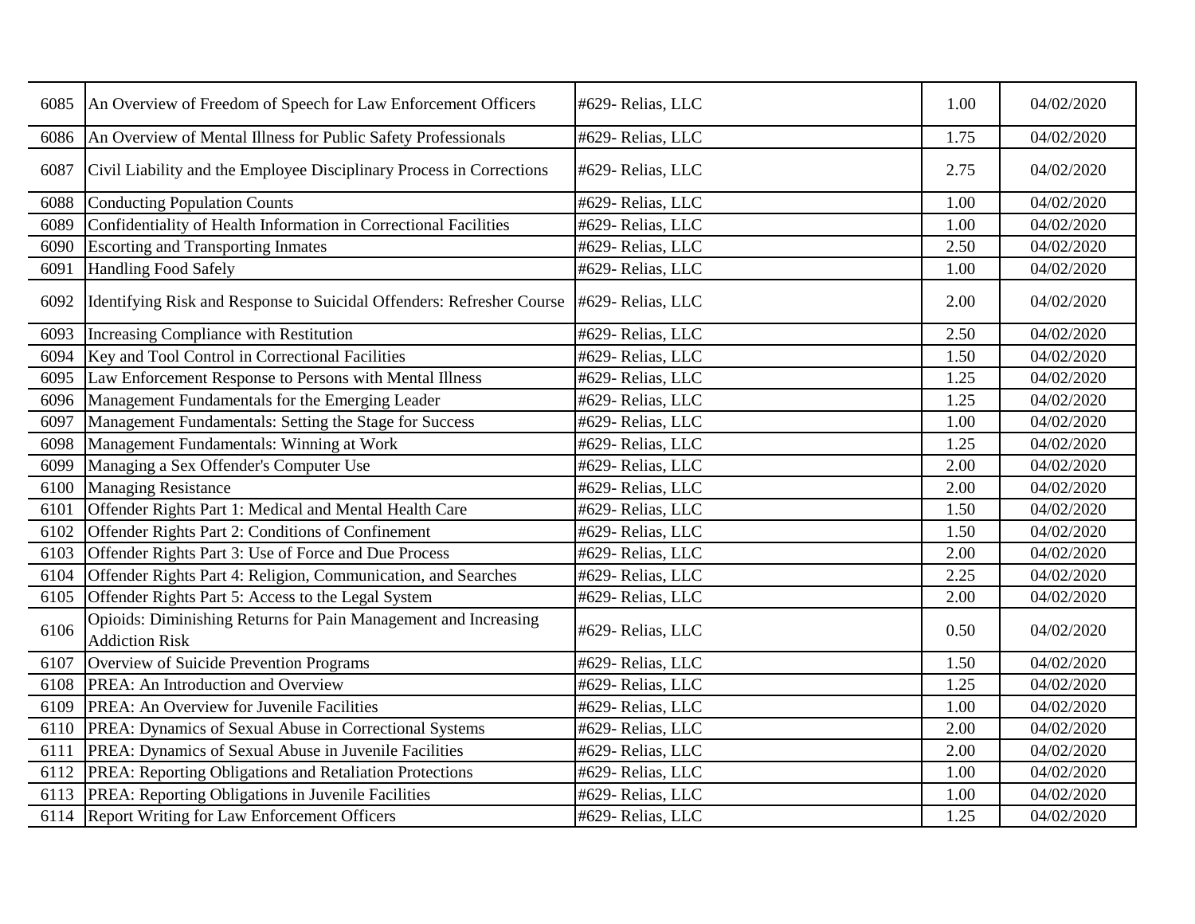| | | | | |
|---|---|---|---|---|
| 6085 | An Overview of Freedom of Speech for Law Enforcement Officers | #629- Relias, LLC | 1.00 | 04/02/2020 |
| 6086 | An Overview of Mental Illness for Public Safety Professionals | #629- Relias, LLC | 1.75 | 04/02/2020 |
| 6087 | Civil Liability and the Employee Disciplinary Process in Corrections | #629- Relias, LLC | 2.75 | 04/02/2020 |
| 6088 | Conducting Population Counts | #629- Relias, LLC | 1.00 | 04/02/2020 |
| 6089 | Confidentiality of Health Information in Correctional Facilities | #629- Relias, LLC | 1.00 | 04/02/2020 |
| 6090 | Escorting and Transporting Inmates | #629- Relias, LLC | 2.50 | 04/02/2020 |
| 6091 | Handling Food Safely | #629- Relias, LLC | 1.00 | 04/02/2020 |
| 6092 | Identifying Risk and Response to Suicidal Offenders: Refresher Course | #629- Relias, LLC | 2.00 | 04/02/2020 |
| 6093 | Increasing Compliance with Restitution | #629- Relias, LLC | 2.50 | 04/02/2020 |
| 6094 | Key and Tool Control in Correctional Facilities | #629- Relias, LLC | 1.50 | 04/02/2020 |
| 6095 | Law Enforcement Response to Persons with Mental Illness | #629- Relias, LLC | 1.25 | 04/02/2020 |
| 6096 | Management Fundamentals for the Emerging Leader | #629- Relias, LLC | 1.25 | 04/02/2020 |
| 6097 | Management Fundamentals: Setting the Stage for Success | #629- Relias, LLC | 1.00 | 04/02/2020 |
| 6098 | Management Fundamentals: Winning at Work | #629- Relias, LLC | 1.25 | 04/02/2020 |
| 6099 | Managing a Sex Offender's Computer Use | #629- Relias, LLC | 2.00 | 04/02/2020 |
| 6100 | Managing Resistance | #629- Relias, LLC | 2.00 | 04/02/2020 |
| 6101 | Offender Rights Part 1: Medical and Mental Health Care | #629- Relias, LLC | 1.50 | 04/02/2020 |
| 6102 | Offender Rights Part 2: Conditions of Confinement | #629- Relias, LLC | 1.50 | 04/02/2020 |
| 6103 | Offender Rights Part 3: Use of Force and Due Process | #629- Relias, LLC | 2.00 | 04/02/2020 |
| 6104 | Offender Rights Part 4: Religion, Communication, and Searches | #629- Relias, LLC | 2.25 | 04/02/2020 |
| 6105 | Offender Rights Part 5: Access to the Legal System | #629- Relias, LLC | 2.00 | 04/02/2020 |
| 6106 | Opioids: Diminishing Returns for Pain Management and Increasing Addiction Risk | #629- Relias, LLC | 0.50 | 04/02/2020 |
| 6107 | Overview of Suicide Prevention Programs | #629- Relias, LLC | 1.50 | 04/02/2020 |
| 6108 | PREA: An Introduction and Overview | #629- Relias, LLC | 1.25 | 04/02/2020 |
| 6109 | PREA: An Overview for Juvenile Facilities | #629- Relias, LLC | 1.00 | 04/02/2020 |
| 6110 | PREA: Dynamics of Sexual Abuse in Correctional Systems | #629- Relias, LLC | 2.00 | 04/02/2020 |
| 6111 | PREA: Dynamics of Sexual Abuse in Juvenile Facilities | #629- Relias, LLC | 2.00 | 04/02/2020 |
| 6112 | PREA: Reporting Obligations and Retaliation Protections | #629- Relias, LLC | 1.00 | 04/02/2020 |
| 6113 | PREA: Reporting Obligations in Juvenile Facilities | #629- Relias, LLC | 1.00 | 04/02/2020 |
| 6114 | Report Writing for Law Enforcement Officers | #629- Relias, LLC | 1.25 | 04/02/2020 |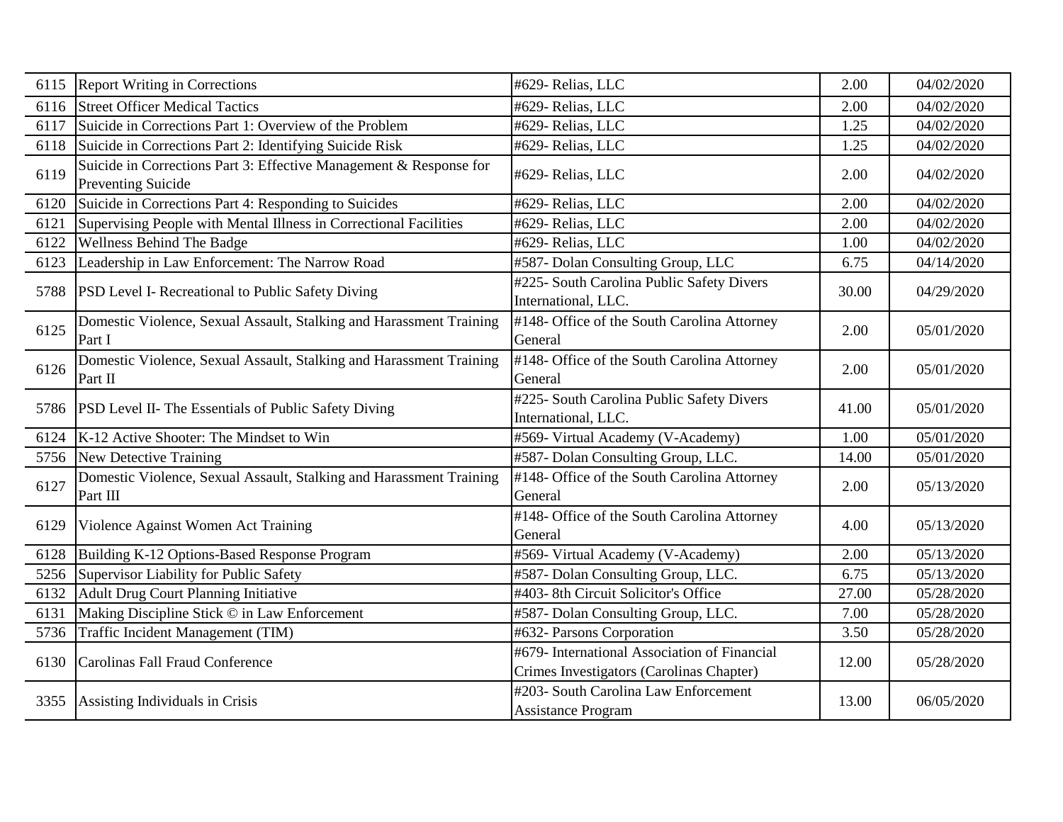| 6115 | Report Writing in Corrections | #629- Relias, LLC | 2.00 | 04/02/2020 |
|---|---|---|---|---|
| 6116 | Street Officer Medical Tactics | #629- Relias, LLC | 2.00 | 04/02/2020 |
| 6117 | Suicide in Corrections Part 1: Overview of the Problem | #629- Relias, LLC | 1.25 | 04/02/2020 |
| 6118 | Suicide in Corrections Part 2: Identifying Suicide Risk | #629- Relias, LLC | 1.25 | 04/02/2020 |
| 6119 | Suicide in Corrections Part 3: Effective Management & Response for Preventing Suicide | #629- Relias, LLC | 2.00 | 04/02/2020 |
| 6120 | Suicide in Corrections Part 4: Responding to Suicides | #629- Relias, LLC | 2.00 | 04/02/2020 |
| 6121 | Supervising People with Mental Illness in Correctional Facilities | #629- Relias, LLC | 2.00 | 04/02/2020 |
| 6122 | Wellness Behind The Badge | #629- Relias, LLC | 1.00 | 04/02/2020 |
| 6123 | Leadership in Law Enforcement: The Narrow Road | #587- Dolan Consulting Group, LLC | 6.75 | 04/14/2020 |
| 5788 | PSD Level I- Recreational to Public Safety Diving | #225- South Carolina Public Safety Divers International, LLC. | 30.00 | 04/29/2020 |
| 6125 | Domestic Violence, Sexual Assault, Stalking and Harassment Training Part I | #148- Office of the South Carolina Attorney General | 2.00 | 05/01/2020 |
| 6126 | Domestic Violence, Sexual Assault, Stalking and Harassment Training Part II | #148- Office of the South Carolina Attorney General | 2.00 | 05/01/2020 |
| 5786 | PSD Level II- The Essentials of Public Safety Diving | #225- South Carolina Public Safety Divers International, LLC. | 41.00 | 05/01/2020 |
| 6124 | K-12 Active Shooter: The Mindset to Win | #569- Virtual Academy (V-Academy) | 1.00 | 05/01/2020 |
| 5756 | New Detective Training | #587- Dolan Consulting Group, LLC. | 14.00 | 05/01/2020 |
| 6127 | Domestic Violence, Sexual Assault, Stalking and Harassment Training Part III | #148- Office of the South Carolina Attorney General | 2.00 | 05/13/2020 |
| 6129 | Violence Against Women Act Training | #148- Office of the South Carolina Attorney General | 4.00 | 05/13/2020 |
| 6128 | Building K-12 Options-Based Response Program | #569- Virtual Academy (V-Academy) | 2.00 | 05/13/2020 |
| 5256 | Supervisor Liability for Public Safety | #587- Dolan Consulting Group, LLC. | 6.75 | 05/13/2020 |
| 6132 | Adult Drug Court Planning Initiative | #403- 8th Circuit Solicitor's Office | 27.00 | 05/28/2020 |
| 6131 | Making Discipline Stick © in Law Enforcement | #587- Dolan Consulting Group, LLC. | 7.00 | 05/28/2020 |
| 5736 | Traffic Incident Management (TIM) | #632- Parsons Corporation | 3.50 | 05/28/2020 |
| 6130 | Carolinas Fall Fraud Conference | #679- International Association of Financial Crimes Investigators (Carolinas Chapter) | 12.00 | 05/28/2020 |
| 3355 | Assisting Individuals in Crisis | #203- South Carolina Law Enforcement Assistance Program | 13.00 | 06/05/2020 |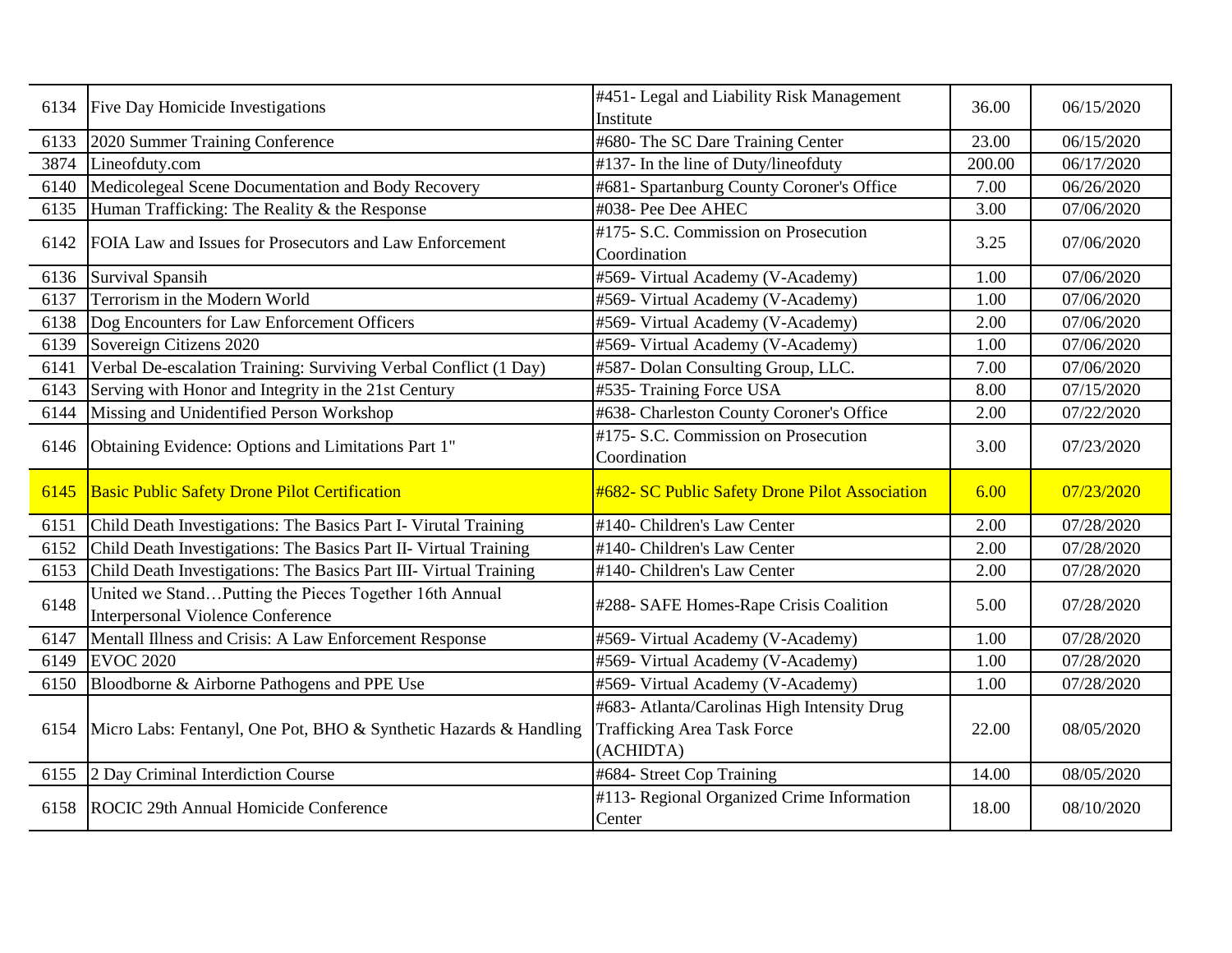| | | | | |
|---|---|---|---|---|
| 6134 | Five Day Homicide Investigations | #451- Legal and Liability Risk Management Institute | 36.00 | 06/15/2020 |
| 6133 | 2020 Summer Training Conference | #680- The SC Dare Training Center | 23.00 | 06/15/2020 |
| 3874 | Lineofduty.com | #137- In the line of Duty/lineofduty | 200.00 | 06/17/2020 |
| 6140 | Medicolegeal Scene Documentation and Body Recovery | #681- Spartanburg County Coroner's Office | 7.00 | 06/26/2020 |
| 6135 | Human Trafficking: The Reality & the Response | #038- Pee Dee AHEC | 3.00 | 07/06/2020 |
| 6142 | FOIA Law and Issues for Prosecutors and Law Enforcement | #175- S.C. Commission on Prosecution Coordination | 3.25 | 07/06/2020 |
| 6136 | Survival Spansih | #569- Virtual Academy (V-Academy) | 1.00 | 07/06/2020 |
| 6137 | Terrorism in the Modern World | #569- Virtual Academy (V-Academy) | 1.00 | 07/06/2020 |
| 6138 | Dog Encounters for Law Enforcement Officers | #569- Virtual Academy (V-Academy) | 2.00 | 07/06/2020 |
| 6139 | Sovereign Citizens 2020 | #569- Virtual Academy (V-Academy) | 1.00 | 07/06/2020 |
| 6141 | Verbal De-escalation Training: Surviving Verbal Conflict (1 Day) | #587- Dolan Consulting Group, LLC. | 7.00 | 07/06/2020 |
| 6143 | Serving with Honor and Integrity in the 21st Century | #535- Training Force USA | 8.00 | 07/15/2020 |
| 6144 | Missing and Unidentified Person Workshop | #638- Charleston County Coroner's Office | 2.00 | 07/22/2020 |
| 6146 | Obtaining Evidence: Options and Limitations Part 1" | #175- S.C. Commission on Prosecution Coordination | 3.00 | 07/23/2020 |
| 6145 | Basic Public Safety Drone Pilot Certification | #682- SC Public Safety Drone Pilot Association | 6.00 | 07/23/2020 |
| 6151 | Child Death Investigations: The Basics Part I- Virutal Training | #140- Children's Law Center | 2.00 | 07/28/2020 |
| 6152 | Child Death Investigations: The Basics Part II- Virtual Training | #140- Children's Law Center | 2.00 | 07/28/2020 |
| 6153 | Child Death Investigations: The Basics Part III- Virtual Training | #140- Children's Law Center | 2.00 | 07/28/2020 |
| 6148 | United we Stand…Putting the Pieces Together 16th Annual Interpersonal Violence Conference | #288- SAFE Homes-Rape Crisis Coalition | 5.00 | 07/28/2020 |
| 6147 | Mentall Illness and Crisis: A Law Enforcement Response | #569- Virtual Academy (V-Academy) | 1.00 | 07/28/2020 |
| 6149 | EVOC 2020 | #569- Virtual Academy (V-Academy) | 1.00 | 07/28/2020 |
| 6150 | Bloodborne & Airborne Pathogens and PPE Use | #569- Virtual Academy (V-Academy) | 1.00 | 07/28/2020 |
| 6154 | Micro Labs: Fentanyl, One Pot, BHO & Synthetic Hazards & Handling | #683- Atlanta/Carolinas High Intensity Drug Trafficking Area Task Force (ACHIDTA) | 22.00 | 08/05/2020 |
| 6155 | 2 Day Criminal Interdiction Course | #684- Street Cop Training | 14.00 | 08/05/2020 |
| 6158 | ROCIC 29th Annual Homicide Conference | #113- Regional Organized Crime Information Center | 18.00 | 08/10/2020 |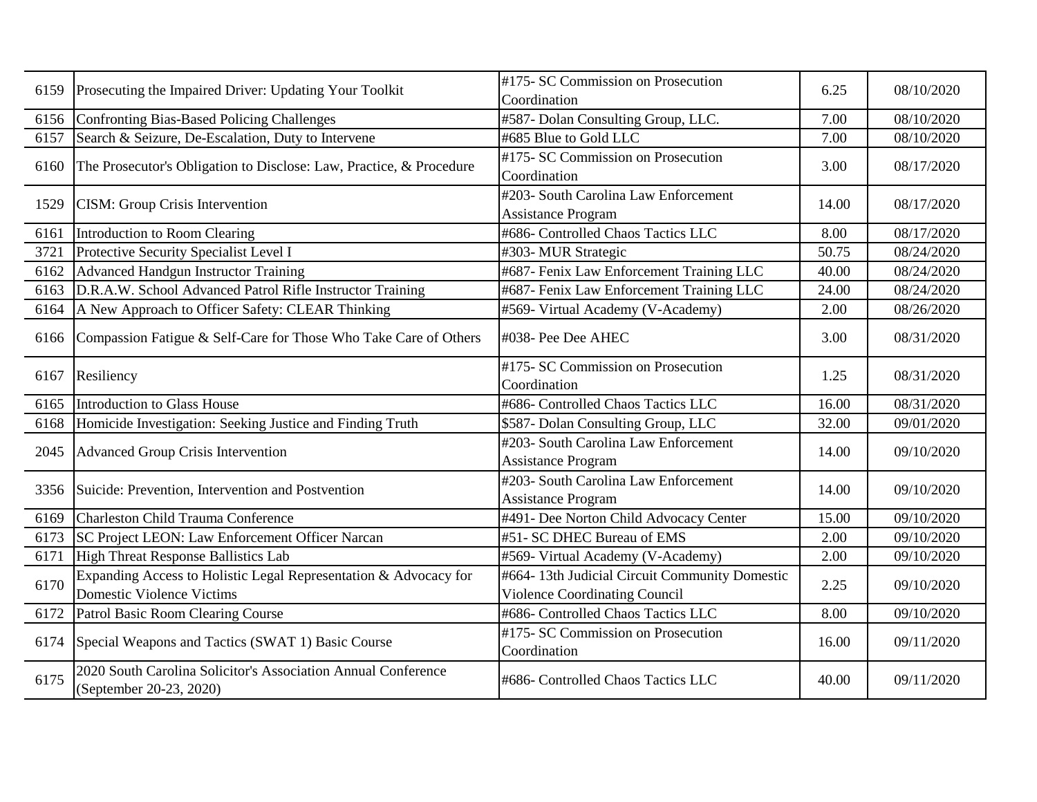| | | | | |
|---|---|---|---|---|
| 6159 | Prosecuting the Impaired Driver: Updating Your Toolkit | #175- SC Commission on Prosecution Coordination | 6.25 | 08/10/2020 |
| 6156 | Confronting Bias-Based Policing Challenges | #587- Dolan Consulting Group, LLC. | 7.00 | 08/10/2020 |
| 6157 | Search & Seizure, De-Escalation, Duty to Intervene | #685 Blue to Gold LLC | 7.00 | 08/10/2020 |
| 6160 | The Prosecutor's Obligation to Disclose: Law, Practice, & Procedure | #175- SC Commission on Prosecution Coordination | 3.00 | 08/17/2020 |
| 1529 | CISM: Group Crisis Intervention | #203- South Carolina Law Enforcement Assistance Program | 14.00 | 08/17/2020 |
| 6161 | Introduction to Room Clearing | #686- Controlled Chaos Tactics LLC | 8.00 | 08/17/2020 |
| 3721 | Protective Security Specialist Level I | #303- MUR Strategic | 50.75 | 08/24/2020 |
| 6162 | Advanced Handgun Instructor Training | #687- Fenix Law Enforcement Training LLC | 40.00 | 08/24/2020 |
| 6163 | D.R.A.W. School Advanced Patrol Rifle Instructor Training | #687- Fenix Law Enforcement Training LLC | 24.00 | 08/24/2020 |
| 6164 | A New Approach to Officer Safety: CLEAR Thinking | #569- Virtual Academy (V-Academy) | 2.00 | 08/26/2020 |
| 6166 | Compassion Fatigue & Self-Care for Those Who Take Care of Others | #038- Pee Dee AHEC | 3.00 | 08/31/2020 |
| 6167 | Resiliency | #175- SC Commission on Prosecution Coordination | 1.25 | 08/31/2020 |
| 6165 | Introduction to Glass House | #686- Controlled Chaos Tactics LLC | 16.00 | 08/31/2020 |
| 6168 | Homicide Investigation: Seeking Justice and Finding Truth | $587- Dolan Consulting Group, LLC | 32.00 | 09/01/2020 |
| 2045 | Advanced Group Crisis Intervention | #203- South Carolina Law Enforcement Assistance Program | 14.00 | 09/10/2020 |
| 3356 | Suicide: Prevention, Intervention and Postvention | #203- South Carolina Law Enforcement Assistance Program | 14.00 | 09/10/2020 |
| 6169 | Charleston Child Trauma Conference | #491- Dee Norton Child Advocacy Center | 15.00 | 09/10/2020 |
| 6173 | SC Project LEON: Law Enforcement Officer Narcan | #51- SC DHEC Bureau of EMS | 2.00 | 09/10/2020 |
| 6171 | High Threat Response Ballistics Lab | #569- Virtual Academy (V-Academy) | 2.00 | 09/10/2020 |
| 6170 | Expanding Access to Holistic Legal Representation & Advocacy for Domestic Violence Victims | #664- 13th Judicial Circuit Community Domestic Violence Coordinating Council | 2.25 | 09/10/2020 |
| 6172 | Patrol Basic Room Clearing Course | #686- Controlled Chaos Tactics LLC | 8.00 | 09/10/2020 |
| 6174 | Special Weapons and Tactics (SWAT 1) Basic Course | #175- SC Commission on Prosecution Coordination | 16.00 | 09/11/2020 |
| 6175 | 2020 South Carolina Solicitor's Association Annual Conference (September 20-23, 2020) | #686- Controlled Chaos Tactics LLC | 40.00 | 09/11/2020 |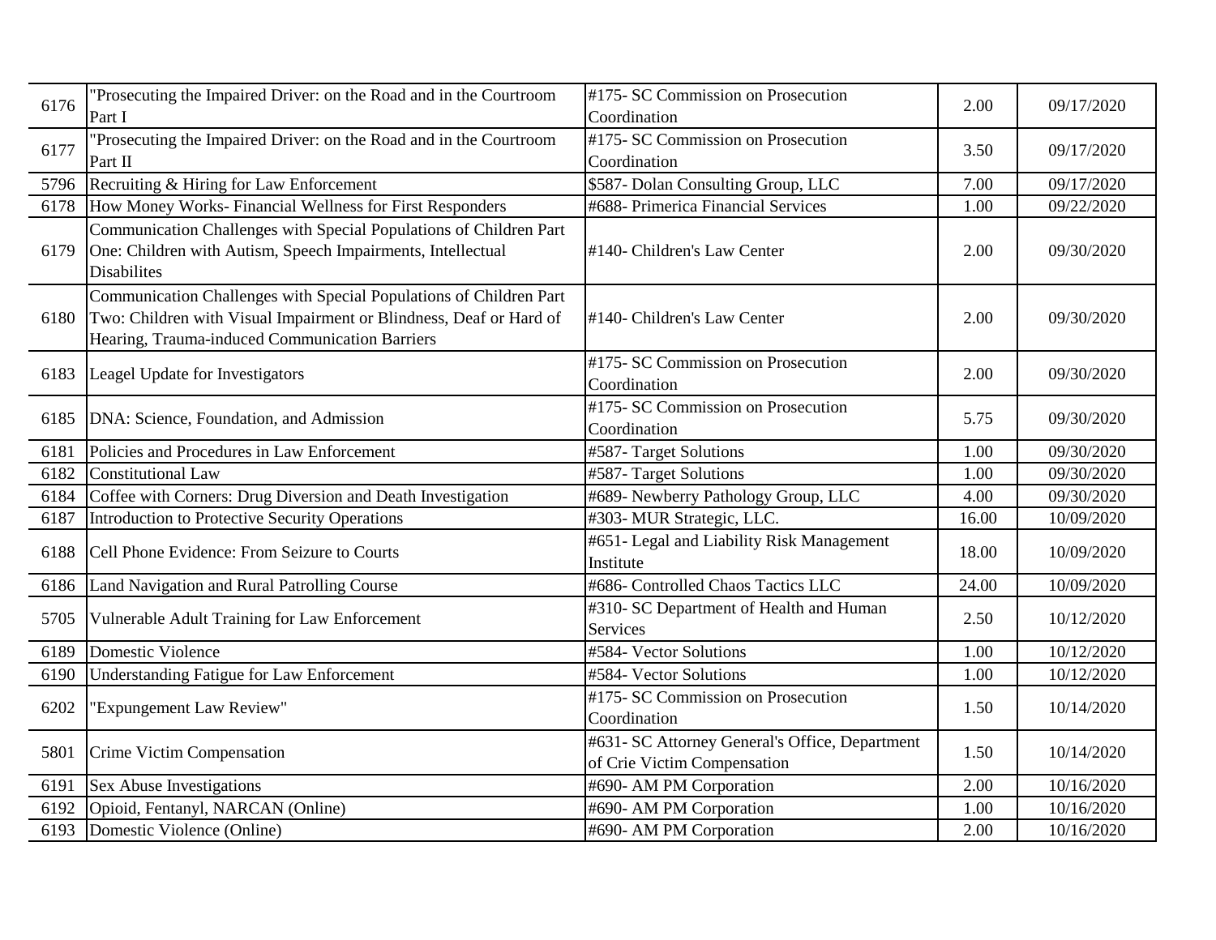| | | | | |
|---|---|---|---|---|
| 6176 | "Prosecuting the Impaired Driver: on the Road and in the Courtroom Part I | #175- SC Commission on Prosecution Coordination | 2.00 | 09/17/2020 |
| 6177 | "Prosecuting the Impaired Driver: on the Road and in the Courtroom Part II | #175- SC Commission on Prosecution Coordination | 3.50 | 09/17/2020 |
| 5796 | Recruiting & Hiring for Law Enforcement | $587- Dolan Consulting Group, LLC | 7.00 | 09/17/2020 |
| 6178 | How Money Works- Financial Wellness for First Responders | #688- Primerica Financial Services | 1.00 | 09/22/2020 |
| 6179 | Communication Challenges with Special Populations of Children Part One: Children with Autism, Speech Impairments, Intellectual Disabilites | #140- Children's Law Center | 2.00 | 09/30/2020 |
| 6180 | Communication Challenges with Special Populations of Children Part Two: Children with Visual Impairment or Blindness, Deaf or Hard of Hearing, Trauma-induced Communication Barriers | #140- Children's Law Center | 2.00 | 09/30/2020 |
| 6183 | Leagel Update for Investigators | #175- SC Commission on Prosecution Coordination | 2.00 | 09/30/2020 |
| 6185 | DNA: Science, Foundation, and Admission | #175- SC Commission on Prosecution Coordination | 5.75 | 09/30/2020 |
| 6181 | Policies and Procedures in Law Enforcement | #587- Target Solutions | 1.00 | 09/30/2020 |
| 6182 | Constitutional Law | #587- Target Solutions | 1.00 | 09/30/2020 |
| 6184 | Coffee with Corners: Drug Diversion and Death Investigation | #689- Newberry Pathology Group, LLC | 4.00 | 09/30/2020 |
| 6187 | Introduction to Protective Security Operations | #303- MUR Strategic, LLC. | 16.00 | 10/09/2020 |
| 6188 | Cell Phone Evidence: From Seizure to Courts | #651- Legal and Liability Risk Management Institute | 18.00 | 10/09/2020 |
| 6186 | Land Navigation and Rural Patrolling Course | #686- Controlled Chaos Tactics LLC | 24.00 | 10/09/2020 |
| 5705 | Vulnerable Adult Training for Law Enforcement | #310- SC Department of Health and Human Services | 2.50 | 10/12/2020 |
| 6189 | Domestic Violence | #584- Vector Solutions | 1.00 | 10/12/2020 |
| 6190 | Understanding Fatigue for Law Enforcement | #584- Vector Solutions | 1.00 | 10/12/2020 |
| 6202 | "Expungement Law Review" | #175- SC Commission on Prosecution Coordination | 1.50 | 10/14/2020 |
| 5801 | Crime Victim Compensation | #631- SC Attorney General's Office, Department of Crie Victim Compensation | 1.50 | 10/14/2020 |
| 6191 | Sex Abuse Investigations | #690- AM PM Corporation | 2.00 | 10/16/2020 |
| 6192 | Opioid, Fentanyl, NARCAN (Online) | #690- AM PM Corporation | 1.00 | 10/16/2020 |
| 6193 | Domestic Violence (Online) | #690- AM PM Corporation | 2.00 | 10/16/2020 |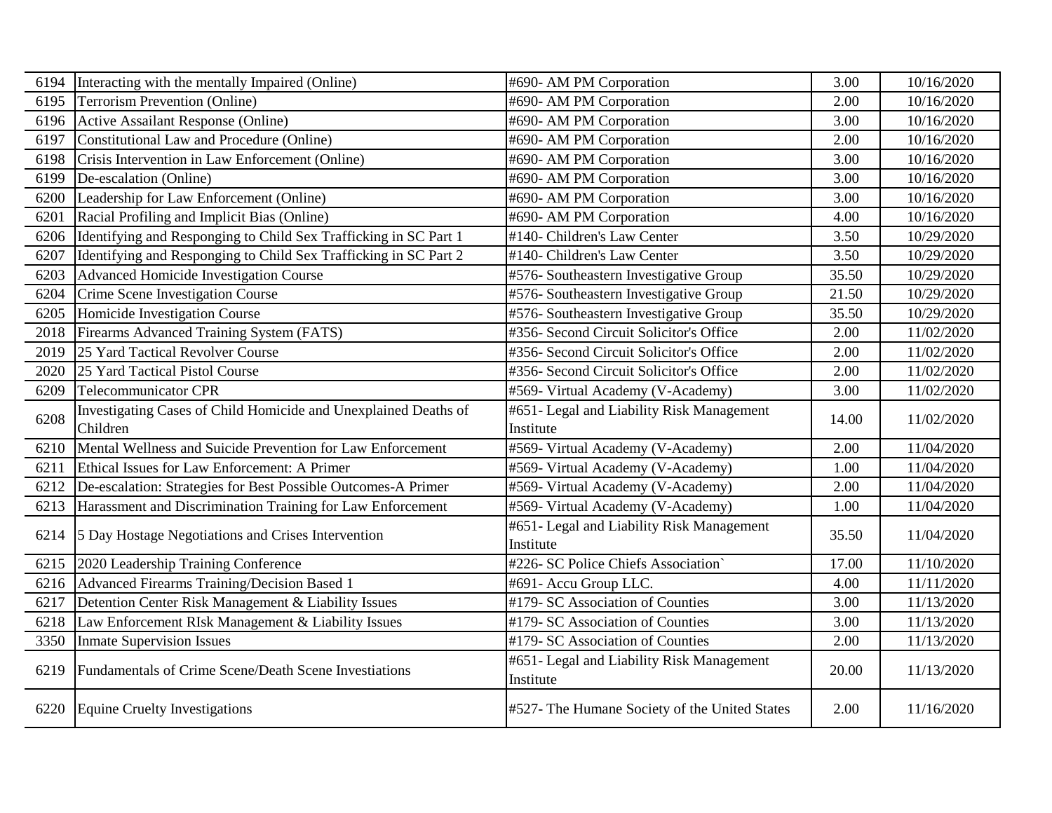| | | | | |
|---|---|---|---|---|
| 6194 | Interacting with the mentally Impaired (Online) | #690- AM PM Corporation | 3.00 | 10/16/2020 |
| 6195 | Terrorism Prevention (Online) | #690- AM PM Corporation | 2.00 | 10/16/2020 |
| 6196 | Active Assailant Response (Online) | #690- AM PM Corporation | 3.00 | 10/16/2020 |
| 6197 | Constitutional Law and Procedure (Online) | #690- AM PM Corporation | 2.00 | 10/16/2020 |
| 6198 | Crisis Intervention in Law Enforcement (Online) | #690- AM PM Corporation | 3.00 | 10/16/2020 |
| 6199 | De-escalation (Online) | #690- AM PM Corporation | 3.00 | 10/16/2020 |
| 6200 | Leadership for Law Enforcement (Online) | #690- AM PM Corporation | 3.00 | 10/16/2020 |
| 6201 | Racial Profiling and Implicit Bias (Online) | #690- AM PM Corporation | 4.00 | 10/16/2020 |
| 6206 | Identifying and Responging to Child Sex Trafficking in SC Part 1 | #140- Children's Law Center | 3.50 | 10/29/2020 |
| 6207 | Identifying and Responging to Child Sex Trafficking in SC Part 2 | #140- Children's Law Center | 3.50 | 10/29/2020 |
| 6203 | Advanced Homicide Investigation Course | #576- Southeastern Investigative Group | 35.50 | 10/29/2020 |
| 6204 | Crime Scene Investigation Course | #576- Southeastern Investigative Group | 21.50 | 10/29/2020 |
| 6205 | Homicide Investigation Course | #576- Southeastern Investigative Group | 35.50 | 10/29/2020 |
| 2018 | Firearms Advanced Training System (FATS) | #356- Second Circuit Solicitor's Office | 2.00 | 11/02/2020 |
| 2019 | 25 Yard Tactical Revolver Course | #356- Second Circuit Solicitor's Office | 2.00 | 11/02/2020 |
| 2020 | 25 Yard Tactical Pistol Course | #356- Second Circuit Solicitor's Office | 2.00 | 11/02/2020 |
| 6209 | Telecommunicator CPR | #569- Virtual Academy (V-Academy) | 3.00 | 11/02/2020 |
| 6208 | Investigating Cases of Child Homicide and Unexplained Deaths of Children | #651- Legal and Liability Risk Management Institute | 14.00 | 11/02/2020 |
| 6210 | Mental Wellness and Suicide Prevention for Law Enforcement | #569- Virtual Academy (V-Academy) | 2.00 | 11/04/2020 |
| 6211 | Ethical Issues for Law Enforcement: A Primer | #569- Virtual Academy (V-Academy) | 1.00 | 11/04/2020 |
| 6212 | De-escalation: Strategies for Best Possible Outcomes-A Primer | #569- Virtual Academy (V-Academy) | 2.00 | 11/04/2020 |
| 6213 | Harassment and Discrimination Training for Law Enforcement | #569- Virtual Academy (V-Academy) | 1.00 | 11/04/2020 |
| 6214 | 5 Day Hostage Negotiations and Crises Intervention | #651- Legal and Liability Risk Management Institute | 35.50 | 11/04/2020 |
| 6215 | 2020 Leadership Training Conference | #226- SC Police Chiefs Association` | 17.00 | 11/10/2020 |
| 6216 | Advanced Firearms Training/Decision Based 1 | #691- Accu Group LLC. | 4.00 | 11/11/2020 |
| 6217 | Detention Center Risk Management & Liability Issues | #179- SC Association of Counties | 3.00 | 11/13/2020 |
| 6218 | Law Enforcement RIsk Management & Liability Issues | #179- SC Association of Counties | 3.00 | 11/13/2020 |
| 3350 | Inmate Supervision Issues | #179- SC Association of Counties | 2.00 | 11/13/2020 |
| 6219 | Fundamentals of Crime Scene/Death Scene Investiations | #651- Legal and Liability Risk Management Institute | 20.00 | 11/13/2020 |
| 6220 | Equine Cruelty Investigations | #527- The Humane Society of the United States | 2.00 | 11/16/2020 |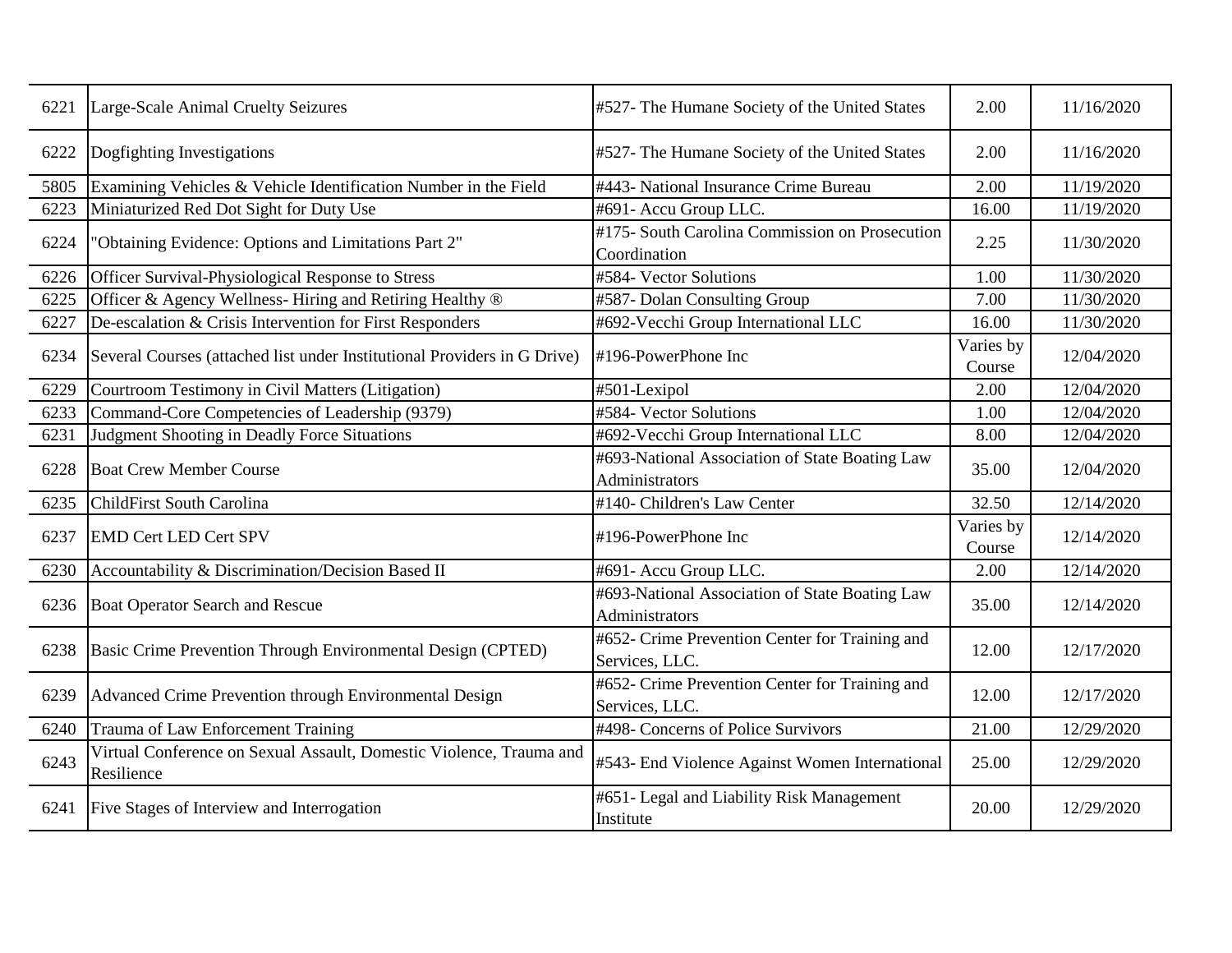| | | | | |
|---|---|---|---|---|
| 6221 | Large-Scale Animal Cruelty Seizures | #527- The Humane Society of the United States | 2.00 | 11/16/2020 |
| 6222 | Dogfighting Investigations | #527- The Humane Society of the United States | 2.00 | 11/16/2020 |
| 5805 | Examining Vehicles & Vehicle Identification Number in the Field | #443- National Insurance Crime Bureau | 2.00 | 11/19/2020 |
| 6223 | Miniaturized Red Dot Sight for Duty Use | #691- Accu Group LLC. | 16.00 | 11/19/2020 |
| 6224 | "Obtaining Evidence: Options and Limitations Part 2" | #175- South Carolina Commission on Prosecution Coordination | 2.25 | 11/30/2020 |
| 6226 | Officer Survival-Physiological Response to Stress | #584- Vector Solutions | 1.00 | 11/30/2020 |
| 6225 | Officer & Agency Wellness- Hiring and Retiring Healthy ® | #587- Dolan Consulting Group | 7.00 | 11/30/2020 |
| 6227 | De-escalation & Crisis Intervention for First Responders | #692-Vecchi Group International LLC | 16.00 | 11/30/2020 |
| 6234 | Several Courses (attached list under Institutional Providers in G Drive) | #196-PowerPhone Inc | Varies by Course | 12/04/2020 |
| 6229 | Courtroom Testimony in Civil Matters (Litigation) | #501-Lexipol | 2.00 | 12/04/2020 |
| 6233 | Command-Core Competencies of Leadership (9379) | #584- Vector Solutions | 1.00 | 12/04/2020 |
| 6231 | Judgment Shooting in Deadly Force Situations | #692-Vecchi Group International LLC | 8.00 | 12/04/2020 |
| 6228 | Boat Crew Member Course | #693-National Association of State Boating Law Administrators | 35.00 | 12/04/2020 |
| 6235 | ChildFirst South Carolina | #140- Children's Law Center | 32.50 | 12/14/2020 |
| 6237 | EMD Cert LED Cert SPV | #196-PowerPhone Inc | Varies by Course | 12/14/2020 |
| 6230 | Accountability & Discrimination/Decision Based II | #691- Accu Group LLC. | 2.00 | 12/14/2020 |
| 6236 | Boat Operator Search and Rescue | #693-National Association of State Boating Law Administrators | 35.00 | 12/14/2020 |
| 6238 | Basic Crime Prevention Through Environmental Design (CPTED) | #652- Crime Prevention Center for Training and Services, LLC. | 12.00 | 12/17/2020 |
| 6239 | Advanced Crime Prevention through Environmental Design | #652- Crime Prevention Center for Training and Services, LLC. | 12.00 | 12/17/2020 |
| 6240 | Trauma of Law Enforcement Training | #498- Concerns of Police Survivors | 21.00 | 12/29/2020 |
| 6243 | Virtual Conference on Sexual Assault, Domestic Violence, Trauma and Resilience | #543- End Violence Against Women International | 25.00 | 12/29/2020 |
| 6241 | Five Stages of Interview and Interrogation | #651- Legal and Liability Risk Management Institute | 20.00 | 12/29/2020 |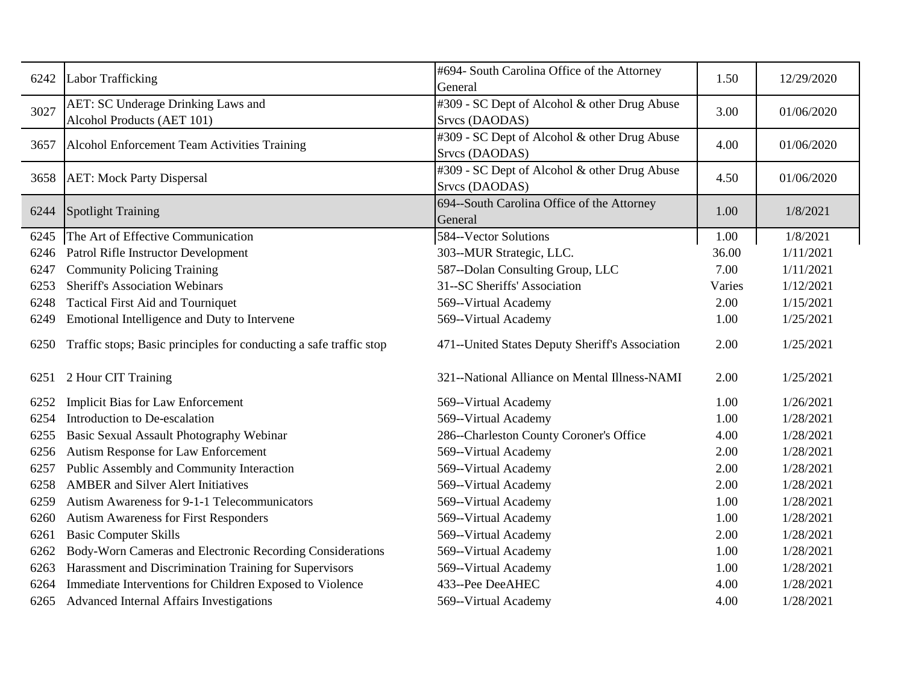| | | | | |
|---|---|---|---|---|
| 6242 | Labor Trafficking | #694- South Carolina Office of the Attorney General | 1.50 | 12/29/2020 |
| 3027 | AET: SC Underage Drinking Laws and Alcohol Products (AET 101) | #309 - SC Dept of Alcohol & other Drug Abuse Srvcs (DAODAS) | 3.00 | 01/06/2020 |
| 3657 | Alcohol Enforcement Team Activities Training | #309 - SC Dept of Alcohol & other Drug Abuse Srvcs (DAODAS) | 4.00 | 01/06/2020 |
| 3658 | AET: Mock Party Dispersal | #309 - SC Dept of Alcohol & other Drug Abuse Srvcs (DAODAS) | 4.50 | 01/06/2020 |
| 6244 | Spotlight Training | 694--South Carolina Office of the Attorney General | 1.00 | 1/8/2021 |
| 6245 | The Art of Effective Communication | 584--Vector Solutions | 1.00 | 1/8/2021 |
| 6246 | Patrol Rifle Instructor Development | 303--MUR Strategic, LLC. | 36.00 | 1/11/2021 |
| 6247 | Community Policing Training | 587--Dolan Consulting Group, LLC | 7.00 | 1/11/2021 |
| 6253 | Sheriff's Association Webinars | 31--SC Sheriffs' Association | Varies | 1/12/2021 |
| 6248 | Tactical First Aid and Tourniquet | 569--Virtual Academy | 2.00 | 1/15/2021 |
| 6249 | Emotional Intelligence and Duty to Intervene | 569--Virtual Academy | 1.00 | 1/25/2021 |
| 6250 | Traffic stops; Basic principles for conducting a safe traffic stop | 471--United States Deputy Sheriff's Association | 2.00 | 1/25/2021 |
| 6251 | 2 Hour CIT Training | 321--National Alliance on Mental Illness-NAMI | 2.00 | 1/25/2021 |
| 6252 | Implicit Bias for Law Enforcement | 569--Virtual Academy | 1.00 | 1/26/2021 |
| 6254 | Introduction to De-escalation | 569--Virtual Academy | 1.00 | 1/28/2021 |
| 6255 | Basic Sexual Assault Photography Webinar | 286--Charleston County Coroner's Office | 4.00 | 1/28/2021 |
| 6256 | Autism Response for Law Enforcement | 569--Virtual Academy | 2.00 | 1/28/2021 |
| 6257 | Public Assembly and Community Interaction | 569--Virtual Academy | 2.00 | 1/28/2021 |
| 6258 | AMBER and Silver Alert Initiatives | 569--Virtual Academy | 2.00 | 1/28/2021 |
| 6259 | Autism Awareness for 9-1-1 Telecommunicators | 569--Virtual Academy | 1.00 | 1/28/2021 |
| 6260 | Autism Awareness for First Responders | 569--Virtual Academy | 1.00 | 1/28/2021 |
| 6261 | Basic Computer Skills | 569--Virtual Academy | 2.00 | 1/28/2021 |
| 6262 | Body-Worn Cameras and Electronic Recording Considerations | 569--Virtual Academy | 1.00 | 1/28/2021 |
| 6263 | Harassment and Discrimination Training for Supervisors | 569--Virtual Academy | 1.00 | 1/28/2021 |
| 6264 | Immediate Interventions for Children Exposed to Violence | 433--Pee DeeAHEC | 4.00 | 1/28/2021 |
| 6265 | Advanced Internal Affairs Investigations | 569--Virtual Academy | 4.00 | 1/28/2021 |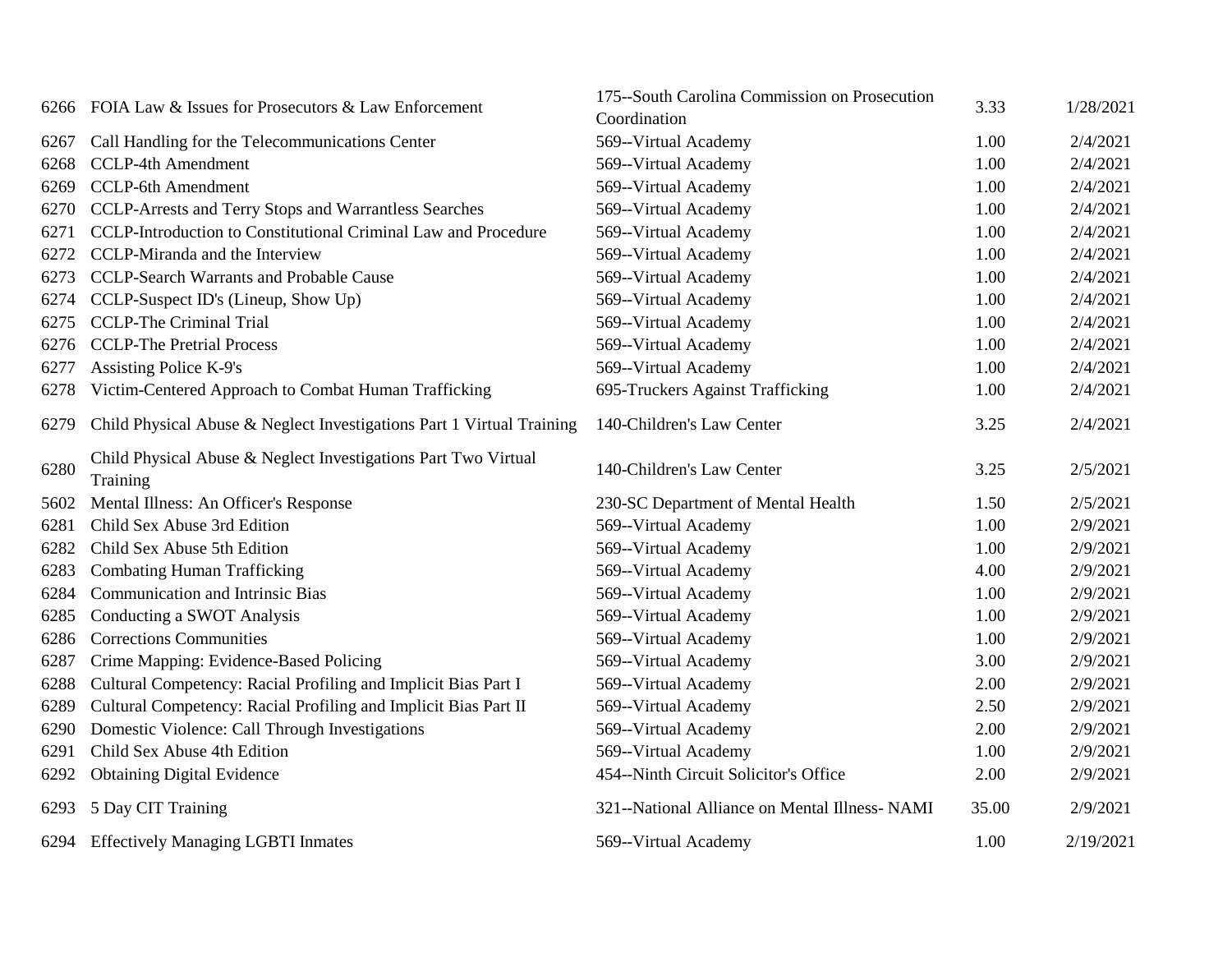| | | | | |
|---|---|---|---|---|
| 6266 | FOIA Law & Issues for Prosecutors & Law Enforcement | 175--South Carolina Commission on Prosecution Coordination | 3.33 | 1/28/2021 |
| 6267 | Call Handling for the Telecommunications Center | 569--Virtual Academy | 1.00 | 2/4/2021 |
| 6268 | CCLP-4th Amendment | 569--Virtual Academy | 1.00 | 2/4/2021 |
| 6269 | CCLP-6th Amendment | 569--Virtual Academy | 1.00 | 2/4/2021 |
| 6270 | CCLP-Arrests and Terry Stops and Warrantless Searches | 569--Virtual Academy | 1.00 | 2/4/2021 |
| 6271 | CCLP-Introduction to Constitutional Criminal Law and Procedure | 569--Virtual Academy | 1.00 | 2/4/2021 |
| 6272 | CCLP-Miranda and the Interview | 569--Virtual Academy | 1.00 | 2/4/2021 |
| 6273 | CCLP-Search Warrants and Probable Cause | 569--Virtual Academy | 1.00 | 2/4/2021 |
| 6274 | CCLP-Suspect ID's (Lineup, Show Up) | 569--Virtual Academy | 1.00 | 2/4/2021 |
| 6275 | CCLP-The Criminal Trial | 569--Virtual Academy | 1.00 | 2/4/2021 |
| 6276 | CCLP-The Pretrial Process | 569--Virtual Academy | 1.00 | 2/4/2021 |
| 6277 | Assisting Police K-9's | 569--Virtual Academy | 1.00 | 2/4/2021 |
| 6278 | Victim-Centered Approach to Combat Human Trafficking | 695-Truckers Against Trafficking | 1.00 | 2/4/2021 |
| 6279 | Child Physical Abuse & Neglect Investigations Part 1 Virtual Training | 140-Children's Law Center | 3.25 | 2/4/2021 |
| 6280 | Child Physical Abuse & Neglect Investigations Part Two Virtual Training | 140-Children's Law Center | 3.25 | 2/5/2021 |
| 5602 | Mental Illness: An Officer's Response | 230-SC Department of Mental Health | 1.50 | 2/5/2021 |
| 6281 | Child Sex Abuse 3rd Edition | 569--Virtual Academy | 1.00 | 2/9/2021 |
| 6282 | Child Sex Abuse 5th Edition | 569--Virtual Academy | 1.00 | 2/9/2021 |
| 6283 | Combating Human Trafficking | 569--Virtual Academy | 4.00 | 2/9/2021 |
| 6284 | Communication and Intrinsic Bias | 569--Virtual Academy | 1.00 | 2/9/2021 |
| 6285 | Conducting a SWOT Analysis | 569--Virtual Academy | 1.00 | 2/9/2021 |
| 6286 | Corrections Communities | 569--Virtual Academy | 1.00 | 2/9/2021 |
| 6287 | Crime Mapping: Evidence-Based Policing | 569--Virtual Academy | 3.00 | 2/9/2021 |
| 6288 | Cultural Competency: Racial Profiling and Implicit Bias Part I | 569--Virtual Academy | 2.00 | 2/9/2021 |
| 6289 | Cultural Competency: Racial Profiling and Implicit Bias Part II | 569--Virtual Academy | 2.50 | 2/9/2021 |
| 6290 | Domestic Violence: Call Through Investigations | 569--Virtual Academy | 2.00 | 2/9/2021 |
| 6291 | Child Sex Abuse 4th Edition | 569--Virtual Academy | 1.00 | 2/9/2021 |
| 6292 | Obtaining Digital Evidence | 454--Ninth Circuit Solicitor's Office | 2.00 | 2/9/2021 |
| 6293 | 5 Day CIT Training | 321--National Alliance on Mental Illness- NAMI | 35.00 | 2/9/2021 |
| 6294 | Effectively Managing LGBTI Inmates | 569--Virtual Academy | 1.00 | 2/19/2021 |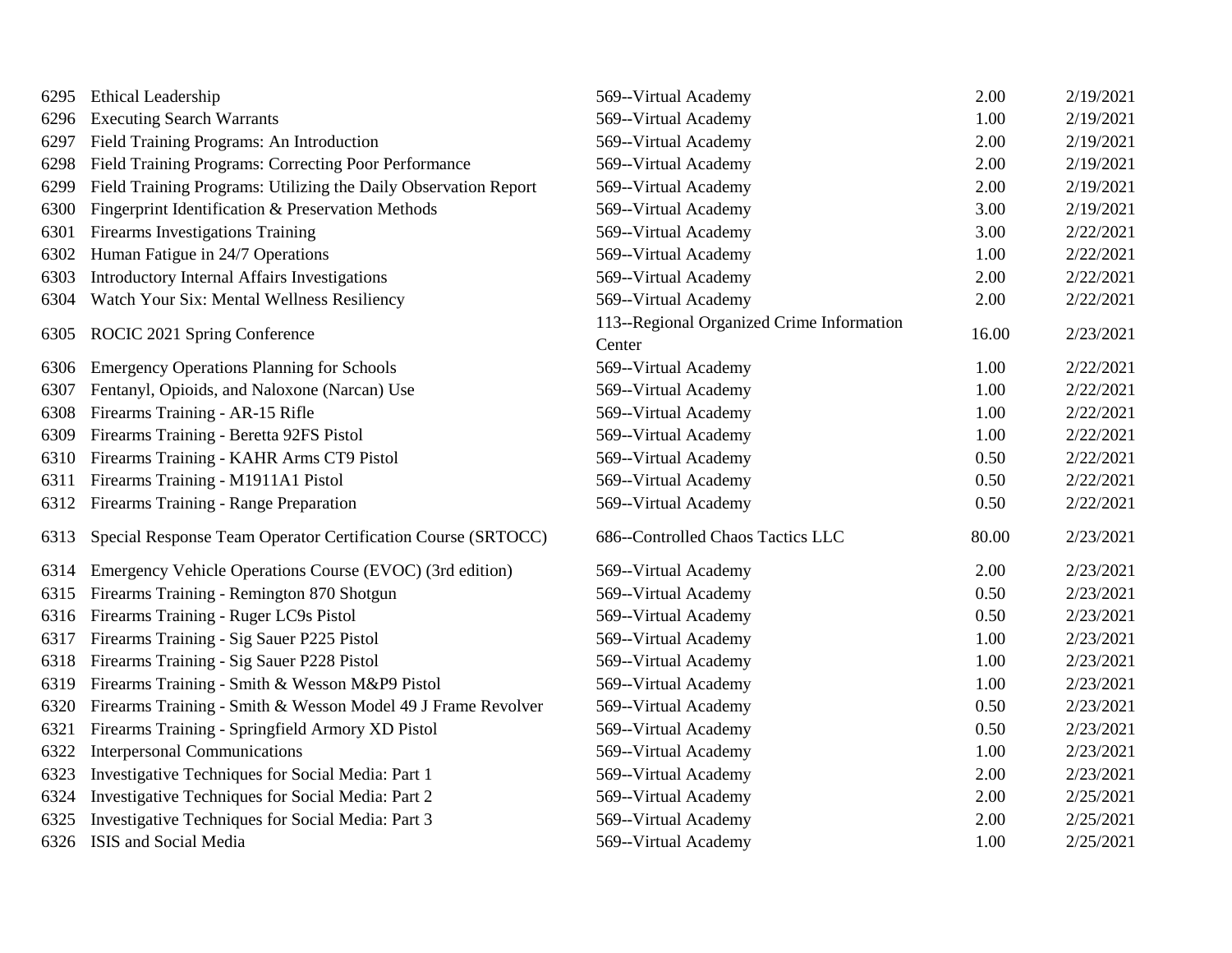| | | | | |
|---|---|---|---|---|
| 6295 | Ethical Leadership | 569--Virtual Academy | 2.00 | 2/19/2021 |
| 6296 | Executing Search Warrants | 569--Virtual Academy | 1.00 | 2/19/2021 |
| 6297 | Field Training Programs: An Introduction | 569--Virtual Academy | 2.00 | 2/19/2021 |
| 6298 | Field Training Programs: Correcting Poor Performance | 569--Virtual Academy | 2.00 | 2/19/2021 |
| 6299 | Field Training Programs: Utilizing the Daily Observation Report | 569--Virtual Academy | 2.00 | 2/19/2021 |
| 6300 | Fingerprint Identification & Preservation Methods | 569--Virtual Academy | 3.00 | 2/19/2021 |
| 6301 | Firearms Investigations Training | 569--Virtual Academy | 3.00 | 2/22/2021 |
| 6302 | Human Fatigue in 24/7 Operations | 569--Virtual Academy | 1.00 | 2/22/2021 |
| 6303 | Introductory Internal Affairs Investigations | 569--Virtual Academy | 2.00 | 2/22/2021 |
| 6304 | Watch Your Six: Mental Wellness Resiliency | 569--Virtual Academy | 2.00 | 2/22/2021 |
| 6305 | ROCIC 2021 Spring Conference | 113--Regional Organized Crime Information Center | 16.00 | 2/23/2021 |
| 6306 | Emergency Operations Planning for Schools | 569--Virtual Academy | 1.00 | 2/22/2021 |
| 6307 | Fentanyl, Opioids, and Naloxone (Narcan) Use | 569--Virtual Academy | 1.00 | 2/22/2021 |
| 6308 | Firearms Training - AR-15 Rifle | 569--Virtual Academy | 1.00 | 2/22/2021 |
| 6309 | Firearms Training - Beretta 92FS Pistol | 569--Virtual Academy | 1.00 | 2/22/2021 |
| 6310 | Firearms Training - KAHR Arms CT9 Pistol | 569--Virtual Academy | 0.50 | 2/22/2021 |
| 6311 | Firearms Training - M1911A1 Pistol | 569--Virtual Academy | 0.50 | 2/22/2021 |
| 6312 | Firearms Training - Range Preparation | 569--Virtual Academy | 0.50 | 2/22/2021 |
| 6313 | Special Response Team Operator Certification Course (SRTOCC) | 686--Controlled Chaos Tactics LLC | 80.00 | 2/23/2021 |
| 6314 | Emergency Vehicle Operations Course (EVOC) (3rd edition) | 569--Virtual Academy | 2.00 | 2/23/2021 |
| 6315 | Firearms Training - Remington 870 Shotgun | 569--Virtual Academy | 0.50 | 2/23/2021 |
| 6316 | Firearms Training - Ruger LC9s Pistol | 569--Virtual Academy | 0.50 | 2/23/2021 |
| 6317 | Firearms Training - Sig Sauer P225 Pistol | 569--Virtual Academy | 1.00 | 2/23/2021 |
| 6318 | Firearms Training - Sig Sauer P228 Pistol | 569--Virtual Academy | 1.00 | 2/23/2021 |
| 6319 | Firearms Training - Smith & Wesson M&P9 Pistol | 569--Virtual Academy | 1.00 | 2/23/2021 |
| 6320 | Firearms Training - Smith & Wesson Model 49 J Frame Revolver | 569--Virtual Academy | 0.50 | 2/23/2021 |
| 6321 | Firearms Training - Springfield Armory XD Pistol | 569--Virtual Academy | 0.50 | 2/23/2021 |
| 6322 | Interpersonal Communications | 569--Virtual Academy | 1.00 | 2/23/2021 |
| 6323 | Investigative Techniques for Social Media: Part 1 | 569--Virtual Academy | 2.00 | 2/23/2021 |
| 6324 | Investigative Techniques for Social Media: Part 2 | 569--Virtual Academy | 2.00 | 2/25/2021 |
| 6325 | Investigative Techniques for Social Media: Part 3 | 569--Virtual Academy | 2.00 | 2/25/2021 |
| 6326 | ISIS and Social Media | 569--Virtual Academy | 1.00 | 2/25/2021 |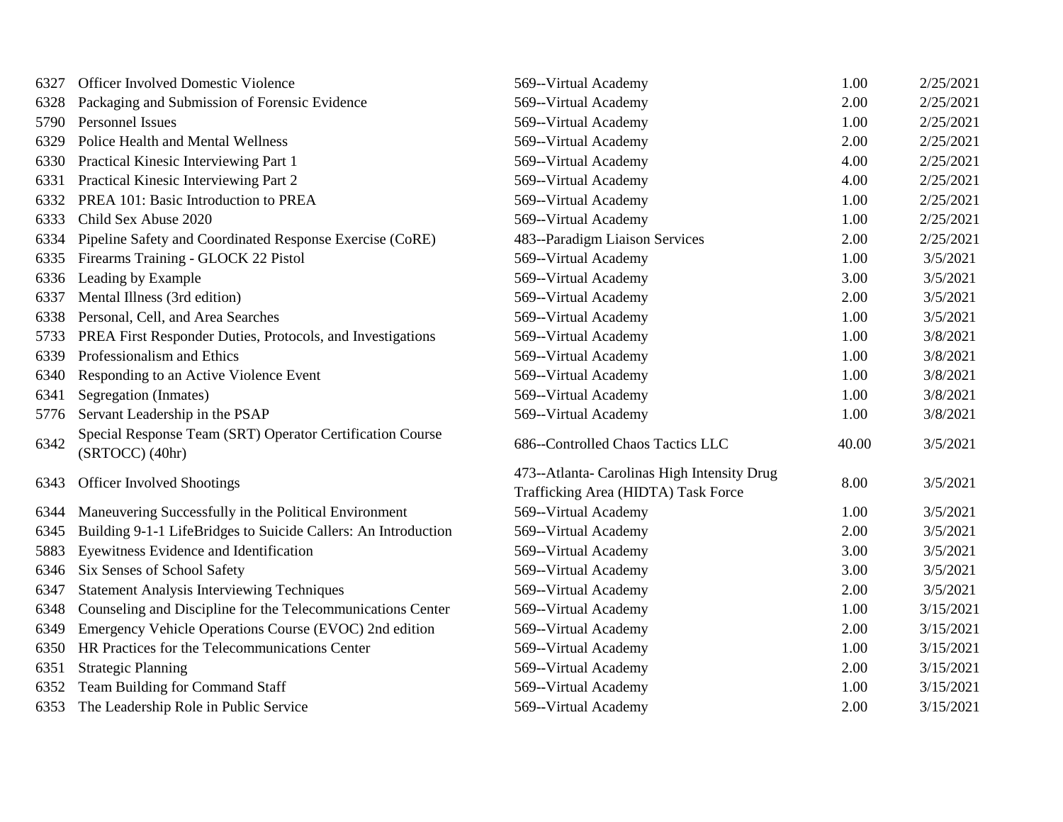| | | | | |
|---|---|---|---|---|
| 6327 | Officer Involved Domestic Violence | 569--Virtual Academy | 1.00 | 2/25/2021 |
| 6328 | Packaging and Submission of Forensic Evidence | 569--Virtual Academy | 2.00 | 2/25/2021 |
| 5790 | Personnel Issues | 569--Virtual Academy | 1.00 | 2/25/2021 |
| 6329 | Police Health and Mental Wellness | 569--Virtual Academy | 2.00 | 2/25/2021 |
| 6330 | Practical Kinesic Interviewing Part 1 | 569--Virtual Academy | 4.00 | 2/25/2021 |
| 6331 | Practical Kinesic Interviewing Part 2 | 569--Virtual Academy | 4.00 | 2/25/2021 |
| 6332 | PREA 101: Basic Introduction to PREA | 569--Virtual Academy | 1.00 | 2/25/2021 |
| 6333 | Child Sex Abuse 2020 | 569--Virtual Academy | 1.00 | 2/25/2021 |
| 6334 | Pipeline Safety and Coordinated Response Exercise (CoRE) | 483--Paradigm Liaison Services | 2.00 | 2/25/2021 |
| 6335 | Firearms Training - GLOCK 22 Pistol | 569--Virtual Academy | 1.00 | 3/5/2021 |
| 6336 | Leading by Example | 569--Virtual Academy | 3.00 | 3/5/2021 |
| 6337 | Mental Illness (3rd edition) | 569--Virtual Academy | 2.00 | 3/5/2021 |
| 6338 | Personal, Cell, and Area Searches | 569--Virtual Academy | 1.00 | 3/5/2021 |
| 5733 | PREA First Responder Duties, Protocols, and Investigations | 569--Virtual Academy | 1.00 | 3/8/2021 |
| 6339 | Professionalism and Ethics | 569--Virtual Academy | 1.00 | 3/8/2021 |
| 6340 | Responding to an Active Violence Event | 569--Virtual Academy | 1.00 | 3/8/2021 |
| 6341 | Segregation (Inmates) | 569--Virtual Academy | 1.00 | 3/8/2021 |
| 5776 | Servant Leadership in the PSAP | 569--Virtual Academy | 1.00 | 3/8/2021 |
| 6342 | Special Response Team (SRT) Operator Certification Course (SRTOCC) (40hr) | 686--Controlled Chaos Tactics LLC | 40.00 | 3/5/2021 |
| 6343 | Officer Involved Shootings | 473--Atlanta- Carolinas High Intensity Drug Trafficking Area (HIDTA) Task Force | 8.00 | 3/5/2021 |
| 6344 | Maneuvering Successfully in the Political Environment | 569--Virtual Academy | 1.00 | 3/5/2021 |
| 6345 | Building 9-1-1 LifeBridges to Suicide Callers: An Introduction | 569--Virtual Academy | 2.00 | 3/5/2021 |
| 5883 | Eyewitness Evidence and Identification | 569--Virtual Academy | 3.00 | 3/5/2021 |
| 6346 | Six Senses of School Safety | 569--Virtual Academy | 3.00 | 3/5/2021 |
| 6347 | Statement Analysis Interviewing Techniques | 569--Virtual Academy | 2.00 | 3/5/2021 |
| 6348 | Counseling and Discipline for the Telecommunications Center | 569--Virtual Academy | 1.00 | 3/15/2021 |
| 6349 | Emergency Vehicle Operations Course (EVOC) 2nd edition | 569--Virtual Academy | 2.00 | 3/15/2021 |
| 6350 | HR Practices for the Telecommunications Center | 569--Virtual Academy | 1.00 | 3/15/2021 |
| 6351 | Strategic Planning | 569--Virtual Academy | 2.00 | 3/15/2021 |
| 6352 | Team Building for Command Staff | 569--Virtual Academy | 1.00 | 3/15/2021 |
| 6353 | The Leadership Role in Public Service | 569--Virtual Academy | 2.00 | 3/15/2021 |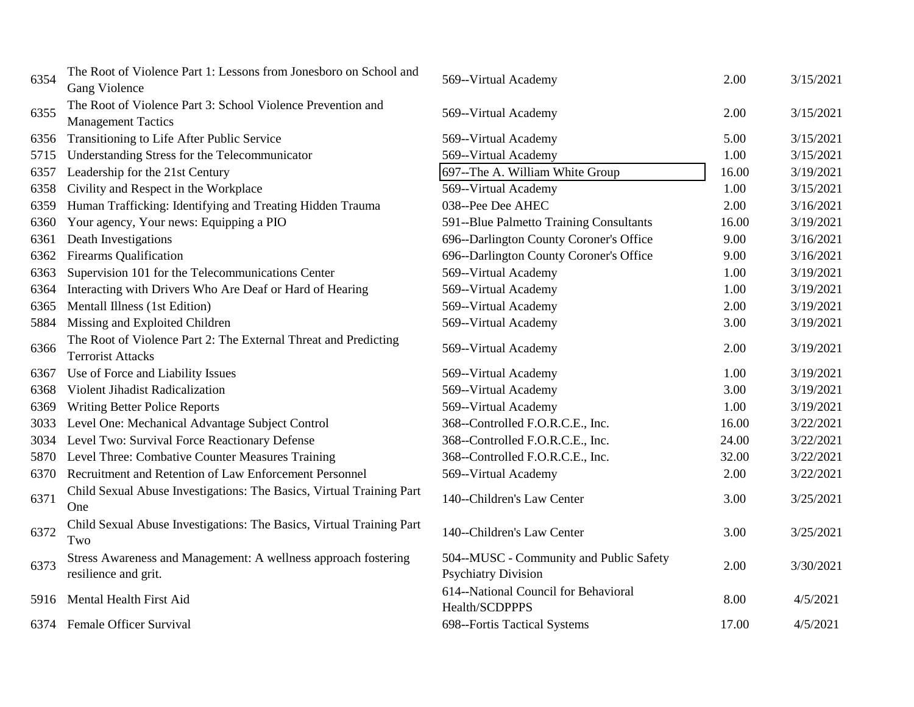| | | | | |
|---|---|---|---|---|
| 6354 | The Root of Violence Part 1: Lessons from Jonesboro on School and Gang Violence | 569--Virtual Academy | 2.00 | 3/15/2021 |
| 6355 | The Root of Violence Part 3: School Violence Prevention and Management Tactics | 569--Virtual Academy | 2.00 | 3/15/2021 |
| 6356 | Transitioning to Life After Public Service | 569--Virtual Academy | 5.00 | 3/15/2021 |
| 5715 | Understanding Stress for the Telecommunicator | 569--Virtual Academy | 1.00 | 3/15/2021 |
| 6357 | Leadership for the 21st Century | 697--The A. William White Group | 16.00 | 3/19/2021 |
| 6358 | Civility and Respect in the Workplace | 569--Virtual Academy | 1.00 | 3/15/2021 |
| 6359 | Human Trafficking: Identifying and Treating Hidden Trauma | 038--Pee Dee AHEC | 2.00 | 3/16/2021 |
| 6360 | Your agency, Your news: Equipping a PIO | 591--Blue Palmetto Training Consultants | 16.00 | 3/19/2021 |
| 6361 | Death Investigations | 696--Darlington County Coroner's Office | 9.00 | 3/16/2021 |
| 6362 | Firearms Qualification | 696--Darlington County Coroner's Office | 9.00 | 3/16/2021 |
| 6363 | Supervision 101 for the Telecommunications Center | 569--Virtual Academy | 1.00 | 3/19/2021 |
| 6364 | Interacting with Drivers Who Are Deaf or Hard of Hearing | 569--Virtual Academy | 1.00 | 3/19/2021 |
| 6365 | Mentall Illness (1st Edition) | 569--Virtual Academy | 2.00 | 3/19/2021 |
| 5884 | Missing and Exploited Children | 569--Virtual Academy | 3.00 | 3/19/2021 |
| 6366 | The Root of Violence Part 2: The External Threat and Predicting Terrorist Attacks | 569--Virtual Academy | 2.00 | 3/19/2021 |
| 6367 | Use of Force and Liability Issues | 569--Virtual Academy | 1.00 | 3/19/2021 |
| 6368 | Violent Jihadist Radicalization | 569--Virtual Academy | 3.00 | 3/19/2021 |
| 6369 | Writing Better Police Reports | 569--Virtual Academy | 1.00 | 3/19/2021 |
| 3033 | Level One: Mechanical Advantage Subject Control | 368--Controlled F.O.R.C.E., Inc. | 16.00 | 3/22/2021 |
| 3034 | Level Two: Survival Force Reactionary Defense | 368--Controlled F.O.R.C.E., Inc. | 24.00 | 3/22/2021 |
| 5870 | Level Three: Combative Counter Measures Training | 368--Controlled F.O.R.C.E., Inc. | 32.00 | 3/22/2021 |
| 6370 | Recruitment and Retention of Law Enforcement Personnel | 569--Virtual Academy | 2.00 | 3/22/2021 |
| 6371 | Child Sexual Abuse Investigations: The Basics, Virtual Training Part One | 140--Children's Law Center | 3.00 | 3/25/2021 |
| 6372 | Child Sexual Abuse Investigations: The Basics, Virtual Training Part Two | 140--Children's Law Center | 3.00 | 3/25/2021 |
| 6373 | Stress Awareness and Management: A wellness approach fostering resilience and grit. | 504--MUSC - Community and Public Safety Psychiatry Division | 2.00 | 3/30/2021 |
| 5916 | Mental Health First Aid | 614--National Council for Behavioral Health/SCDPPPS | 8.00 | 4/5/2021 |
| 6374 | Female Officer Survival | 698--Fortis Tactical Systems | 17.00 | 4/5/2021 |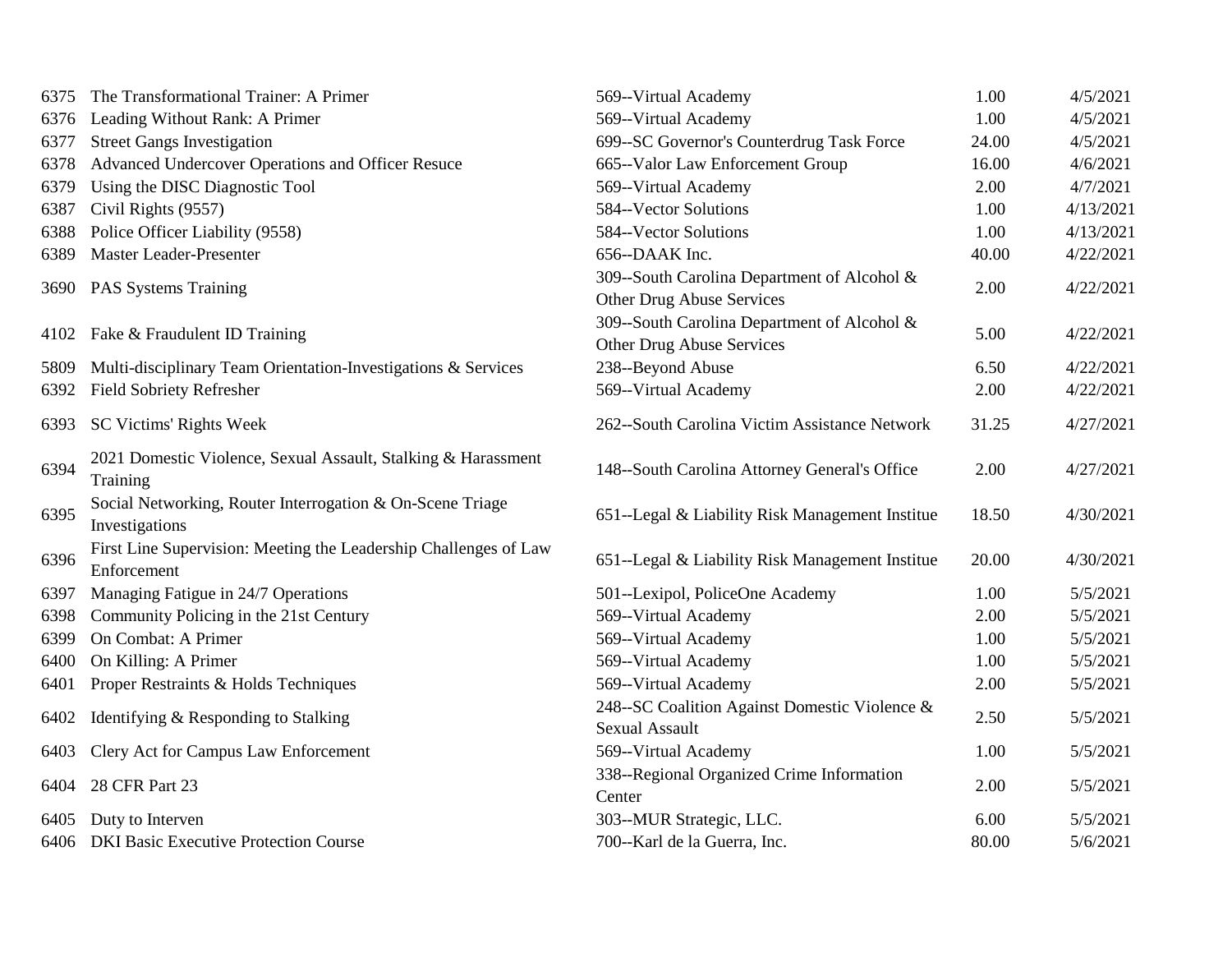| | | | | |
|---|---|---|---|---|
| 6375 | The Transformational Trainer: A Primer | 569--Virtual Academy | 1.00 | 4/5/2021 |
| 6376 | Leading Without Rank: A Primer | 569--Virtual Academy | 1.00 | 4/5/2021 |
| 6377 | Street Gangs Investigation | 699--SC Governor's Counterdrug Task Force | 24.00 | 4/5/2021 |
| 6378 | Advanced Undercover Operations and Officer Resuce | 665--Valor Law Enforcement Group | 16.00 | 4/6/2021 |
| 6379 | Using the DISC Diagnostic Tool | 569--Virtual Academy | 2.00 | 4/7/2021 |
| 6387 | Civil Rights (9557) | 584--Vector Solutions | 1.00 | 4/13/2021 |
| 6388 | Police Officer Liability (9558) | 584--Vector Solutions | 1.00 | 4/13/2021 |
| 6389 | Master Leader-Presenter | 656--DAAK Inc. | 40.00 | 4/22/2021 |
| 3690 | PAS Systems Training | 309--South Carolina Department of Alcohol & Other Drug Abuse Services | 2.00 | 4/22/2021 |
| 4102 | Fake & Fraudulent ID Training | 309--South Carolina Department of Alcohol & Other Drug Abuse Services | 5.00 | 4/22/2021 |
| 5809 | Multi-disciplinary Team Orientation-Investigations & Services | 238--Beyond Abuse | 6.50 | 4/22/2021 |
| 6392 | Field Sobriety Refresher | 569--Virtual Academy | 2.00 | 4/22/2021 |
| 6393 | SC Victims' Rights Week | 262--South Carolina Victim Assistance Network | 31.25 | 4/27/2021 |
| 6394 | 2021 Domestic Violence, Sexual Assault, Stalking & Harassment Training | 148--South Carolina Attorney General's Office | 2.00 | 4/27/2021 |
| 6395 | Social Networking, Router Interrogation & On-Scene Triage Investigations | 651--Legal & Liability Risk Management Institue | 18.50 | 4/30/2021 |
| 6396 | First Line Supervision: Meeting the Leadership Challenges of Law Enforcement | 651--Legal & Liability Risk Management Institue | 20.00 | 4/30/2021 |
| 6397 | Managing Fatigue in 24/7 Operations | 501--Lexipol, PoliceOne Academy | 1.00 | 5/5/2021 |
| 6398 | Community Policing in the 21st Century | 569--Virtual Academy | 2.00 | 5/5/2021 |
| 6399 | On Combat: A Primer | 569--Virtual Academy | 1.00 | 5/5/2021 |
| 6400 | On Killing: A Primer | 569--Virtual Academy | 1.00 | 5/5/2021 |
| 6401 | Proper Restraints & Holds Techniques | 569--Virtual Academy | 2.00 | 5/5/2021 |
| 6402 | Identifying & Responding to Stalking | 248--SC Coalition Against Domestic Violence & Sexual Assault | 2.50 | 5/5/2021 |
| 6403 | Clery Act for Campus Law Enforcement | 569--Virtual Academy | 1.00 | 5/5/2021 |
| 6404 | 28 CFR Part 23 | 338--Regional Organized Crime Information Center | 2.00 | 5/5/2021 |
| 6405 | Duty to Interven | 303--MUR Strategic, LLC. | 6.00 | 5/5/2021 |
| 6406 | DKI Basic Executive Protection Course | 700--Karl de la Guerra, Inc. | 80.00 | 5/6/2021 |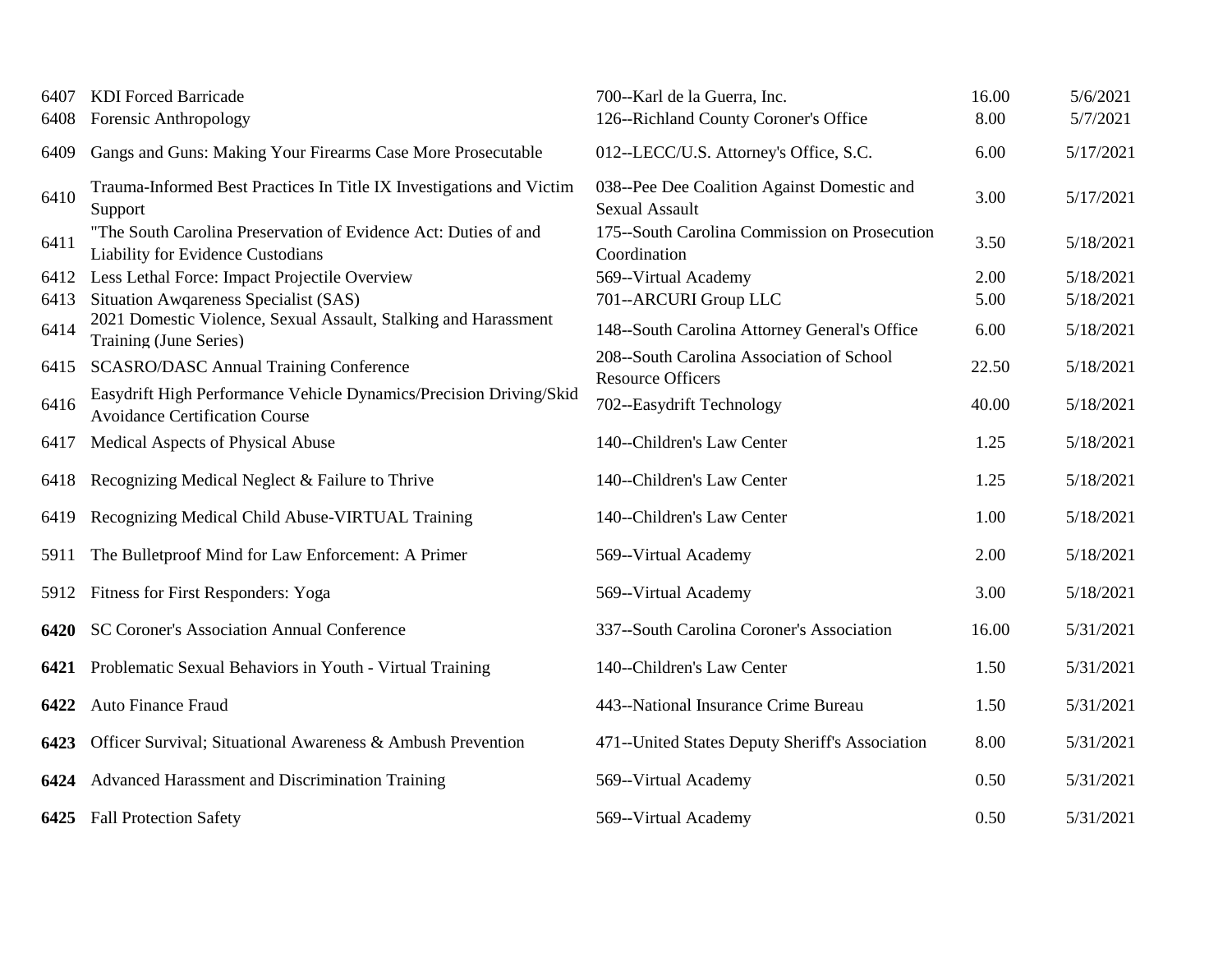| | | | | |
|---|---|---|---|---|
| 6407 | KDI Forced Barricade | 700--Karl de la Guerra, Inc. | 16.00 | 5/6/2021 |
| 6408 | Forensic Anthropology | 126--Richland County Coroner's Office | 8.00 | 5/7/2021 |
| 6409 | Gangs and Guns: Making Your Firearms Case More Prosecutable | 012--LECC/U.S. Attorney's Office, S.C. | 6.00 | 5/17/2021 |
| 6410 | Trauma-Informed Best Practices In Title IX Investigations and Victim Support | 038--Pee Dee Coalition Against Domestic and Sexual Assault | 3.00 | 5/17/2021 |
| 6411 | "The South Carolina Preservation of Evidence Act: Duties of and Liability for Evidence Custodians | 175--South Carolina Commission on Prosecution Coordination | 3.50 | 5/18/2021 |
| 6412 | Less Lethal Force: Impact Projectile Overview | 569--Virtual Academy | 2.00 | 5/18/2021 |
| 6413 | Situation Awqareness Specialist (SAS) | 701--ARCURI Group LLC | 5.00 | 5/18/2021 |
| 6414 | 2021 Domestic Violence, Sexual Assault, Stalking and Harassment Training (June Series) | 148--South Carolina Attorney General's Office | 6.00 | 5/18/2021 |
| 6415 | SCASRO/DASC Annual Training Conference | 208--South Carolina Association of School Resource Officers | 22.50 | 5/18/2021 |
| 6416 | Easydrift High Performance Vehicle Dynamics/Precision Driving/Skid Avoidance Certification Course | 702--Easydrift Technology | 40.00 | 5/18/2021 |
| 6417 | Medical Aspects of Physical Abuse | 140--Children's Law Center | 1.25 | 5/18/2021 |
| 6418 | Recognizing Medical Neglect & Failure to Thrive | 140--Children's Law Center | 1.25 | 5/18/2021 |
| 6419 | Recognizing Medical Child Abuse-VIRTUAL Training | 140--Children's Law Center | 1.00 | 5/18/2021 |
| 5911 | The Bulletproof Mind for Law Enforcement: A Primer | 569--Virtual Academy | 2.00 | 5/18/2021 |
| 5912 | Fitness for First Responders: Yoga | 569--Virtual Academy | 3.00 | 5/18/2021 |
| **6420** | SC Coroner's Association Annual Conference | 337--South Carolina Coroner's Association | 16.00 | 5/31/2021 |
| **6421** | Problematic Sexual Behaviors in Youth - Virtual Training | 140--Children's Law Center | 1.50 | 5/31/2021 |
| **6422** | Auto Finance Fraud | 443--National Insurance Crime Bureau | 1.50 | 5/31/2021 |
| **6423** | Officer Survival; Situational Awareness & Ambush Prevention | 471--United States Deputy Sheriff's Association | 8.00 | 5/31/2021 |
| **6424** | Advanced Harassment and Discrimination Training | 569--Virtual Academy | 0.50 | 5/31/2021 |
| **6425** | Fall Protection Safety | 569--Virtual Academy | 0.50 | 5/31/2021 |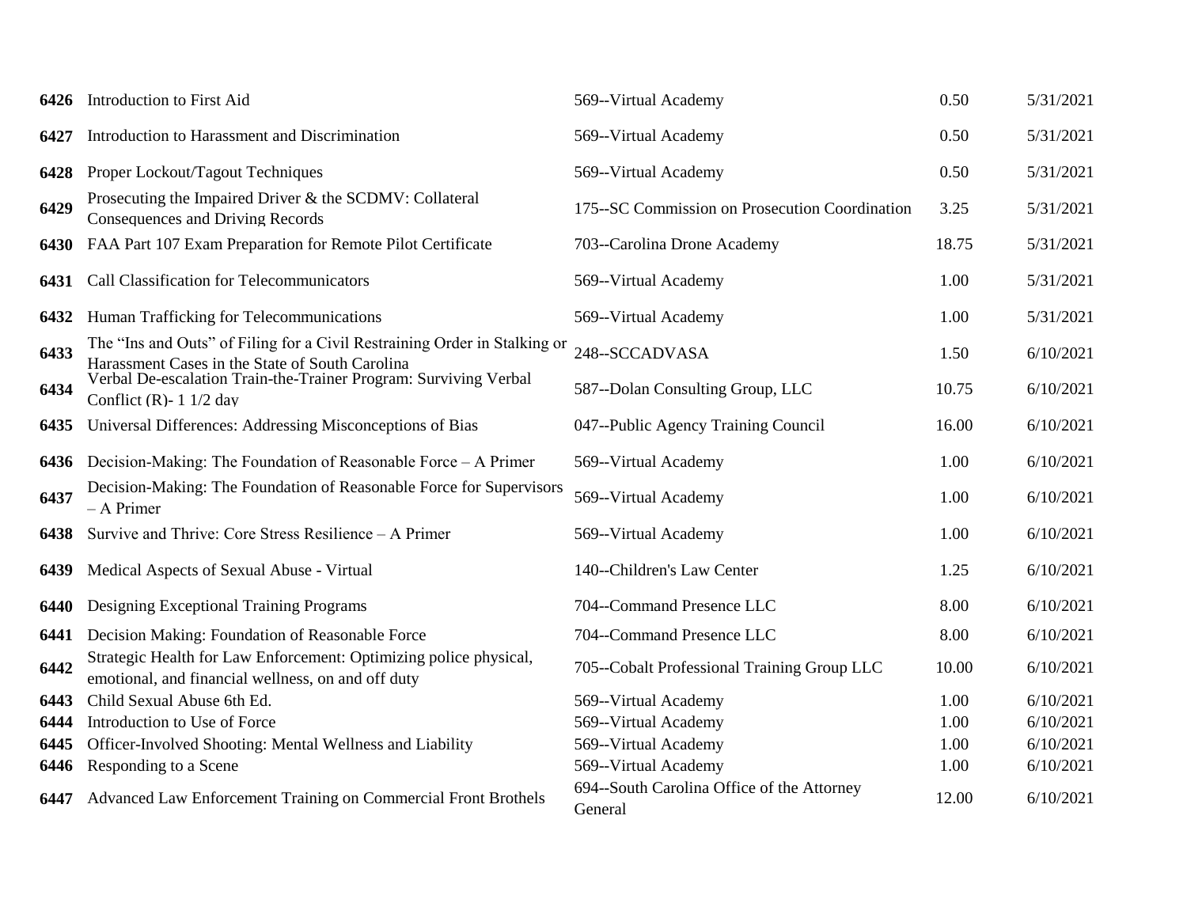| | | | | |
|---|---|---|---|---|
| **6426** | Introduction to First Aid | 569--Virtual Academy | 0.50 | 5/31/2021 |
| **6427** | Introduction to Harassment and Discrimination | 569--Virtual Academy | 0.50 | 5/31/2021 |
| **6428** | Proper Lockout/Tagout Techniques | 569--Virtual Academy | 0.50 | 5/31/2021 |
| **6429** | Prosecuting the Impaired Driver & the SCDMV: Collateral Consequences and Driving Records | 175--SC Commission on Prosecution Coordination | 3.25 | 5/31/2021 |
| **6430** | FAA Part 107 Exam Preparation for Remote Pilot Certificate | 703--Carolina Drone Academy | 18.75 | 5/31/2021 |
| **6431** | Call Classification for Telecommunicators | 569--Virtual Academy | 1.00 | 5/31/2021 |
| **6432** | Human Trafficking for Telecommunications | 569--Virtual Academy | 1.00 | 5/31/2021 |
| **6433** | The "Ins and Outs" of Filing for a Civil Restraining Order in Stalking or Harassment Cases in the State of South Carolina | 248--SCCADVASA | 1.50 | 6/10/2021 |
| **6434** | Verbal De-escalation Train-the-Trainer Program: Surviving Verbal Conflict (R)- 1 1/2 day | 587--Dolan Consulting Group, LLC | 10.75 | 6/10/2021 |
| **6435** | Universal Differences: Addressing Misconceptions of Bias | 047--Public Agency Training Council | 16.00 | 6/10/2021 |
| **6436** | Decision-Making: The Foundation of Reasonable Force – A Primer | 569--Virtual Academy | 1.00 | 6/10/2021 |
| **6437** | Decision-Making: The Foundation of Reasonable Force for Supervisors – A Primer | 569--Virtual Academy | 1.00 | 6/10/2021 |
| **6438** | Survive and Thrive: Core Stress Resilience – A Primer | 569--Virtual Academy | 1.00 | 6/10/2021 |
| **6439** | Medical Aspects of Sexual Abuse - Virtual | 140--Children's Law Center | 1.25 | 6/10/2021 |
| **6440** | Designing Exceptional Training Programs | 704--Command Presence LLC | 8.00 | 6/10/2021 |
| **6441** | Decision Making: Foundation of Reasonable Force | 704--Command Presence LLC | 8.00 | 6/10/2021 |
| **6442** | Strategic Health for Law Enforcement: Optimizing police physical, emotional, and financial wellness, on and off duty | 705--Cobalt Professional Training Group LLC | 10.00 | 6/10/2021 |
| **6443** | Child Sexual Abuse 6th Ed. | 569--Virtual Academy | 1.00 | 6/10/2021 |
| **6444** | Introduction to Use of Force | 569--Virtual Academy | 1.00 | 6/10/2021 |
| **6445** | Officer-Involved Shooting: Mental Wellness and Liability | 569--Virtual Academy | 1.00 | 6/10/2021 |
| **6446** | Responding to a Scene | 569--Virtual Academy | 1.00 | 6/10/2021 |
| **6447** | Advanced Law Enforcement Training on Commercial Front Brothels | 694--South Carolina Office of the Attorney General | 12.00 | 6/10/2021 |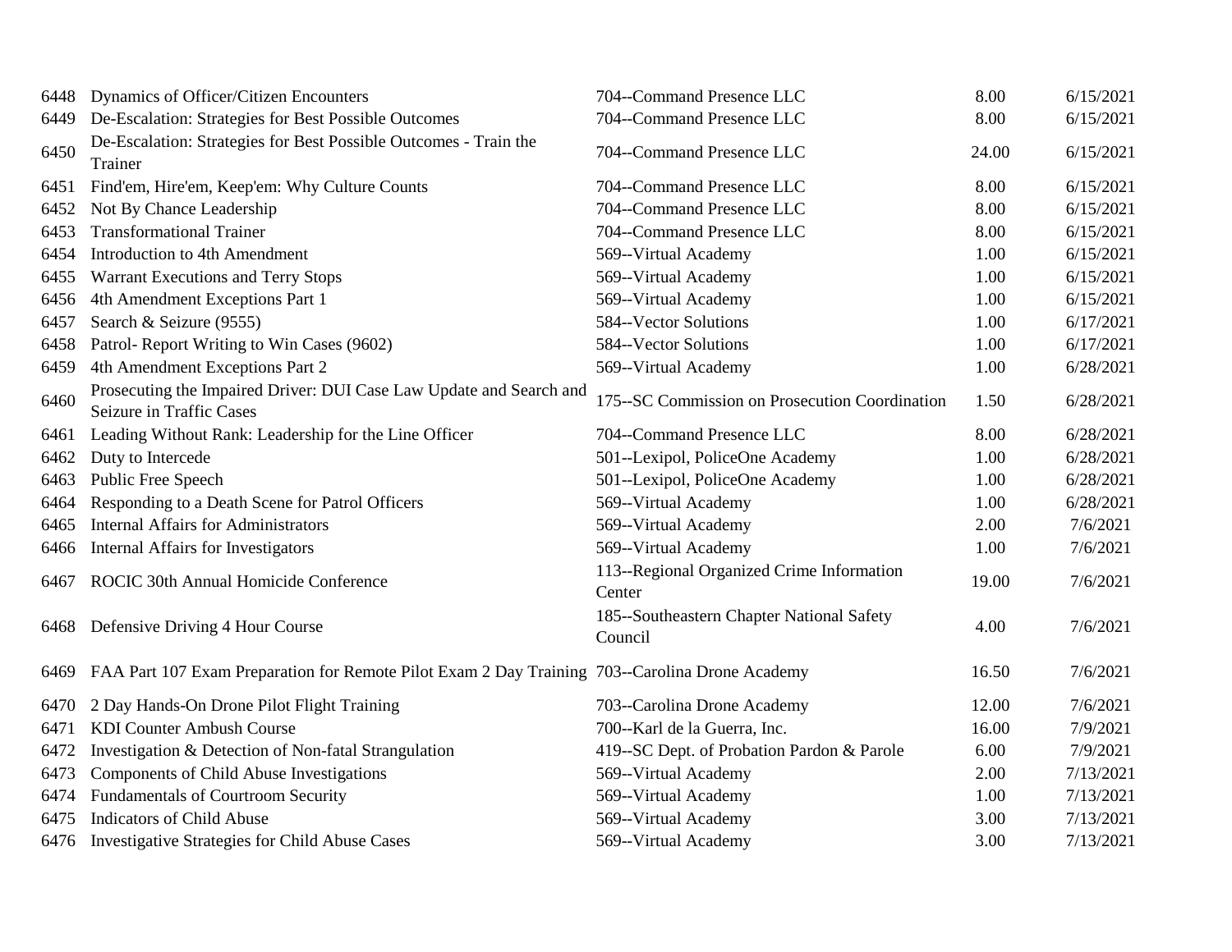| | | | | |
|---|---|---|---|---|
| 6448 | Dynamics of Officer/Citizen Encounters | 704--Command Presence LLC | 8.00 | 6/15/2021 |
| 6449 | De-Escalation: Strategies for Best Possible Outcomes | 704--Command Presence LLC | 8.00 | 6/15/2021 |
| 6450 | De-Escalation: Strategies for Best Possible Outcomes - Train the Trainer | 704--Command Presence LLC | 24.00 | 6/15/2021 |
| 6451 | Find'em, Hire'em, Keep'em: Why Culture Counts | 704--Command Presence LLC | 8.00 | 6/15/2021 |
| 6452 | Not By Chance Leadership | 704--Command Presence LLC | 8.00 | 6/15/2021 |
| 6453 | Transformational Trainer | 704--Command Presence LLC | 8.00 | 6/15/2021 |
| 6454 | Introduction to 4th Amendment | 569--Virtual Academy | 1.00 | 6/15/2021 |
| 6455 | Warrant Executions and Terry Stops | 569--Virtual Academy | 1.00 | 6/15/2021 |
| 6456 | 4th Amendment Exceptions Part 1 | 569--Virtual Academy | 1.00 | 6/15/2021 |
| 6457 | Search & Seizure (9555) | 584--Vector Solutions | 1.00 | 6/17/2021 |
| 6458 | Patrol- Report Writing to Win Cases (9602) | 584--Vector Solutions | 1.00 | 6/17/2021 |
| 6459 | 4th Amendment Exceptions Part 2 | 569--Virtual Academy | 1.00 | 6/28/2021 |
| 6460 | Prosecuting the Impaired Driver: DUI Case Law Update and Search and Seizure in Traffic Cases | 175--SC Commission on Prosecution Coordination | 1.50 | 6/28/2021 |
| 6461 | Leading Without Rank: Leadership for the Line Officer | 704--Command Presence LLC | 8.00 | 6/28/2021 |
| 6462 | Duty to Intercede | 501--Lexipol, PoliceOne Academy | 1.00 | 6/28/2021 |
| 6463 | Public Free Speech | 501--Lexipol, PoliceOne Academy | 1.00 | 6/28/2021 |
| 6464 | Responding to a Death Scene for Patrol Officers | 569--Virtual Academy | 1.00 | 6/28/2021 |
| 6465 | Internal Affairs for Administrators | 569--Virtual Academy | 2.00 | 7/6/2021 |
| 6466 | Internal Affairs for Investigators | 569--Virtual Academy | 1.00 | 7/6/2021 |
| 6467 | ROCIC 30th Annual Homicide Conference | 113--Regional Organized Crime Information Center | 19.00 | 7/6/2021 |
| 6468 | Defensive Driving 4 Hour Course | 185--Southeastern Chapter National Safety Council | 4.00 | 7/6/2021 |
| 6469 | FAA Part 107 Exam Preparation for Remote Pilot Exam 2 Day Training | 703--Carolina Drone Academy | 16.50 | 7/6/2021 |
| 6470 | 2 Day Hands-On Drone Pilot Flight Training | 703--Carolina Drone Academy | 12.00 | 7/6/2021 |
| 6471 | KDI Counter Ambush Course | 700--Karl de la Guerra, Inc. | 16.00 | 7/9/2021 |
| 6472 | Investigation & Detection of Non-fatal Strangulation | 419--SC Dept. of Probation Pardon & Parole | 6.00 | 7/9/2021 |
| 6473 | Components of Child Abuse Investigations | 569--Virtual Academy | 2.00 | 7/13/2021 |
| 6474 | Fundamentals of Courtroom Security | 569--Virtual Academy | 1.00 | 7/13/2021 |
| 6475 | Indicators of Child Abuse | 569--Virtual Academy | 3.00 | 7/13/2021 |
| 6476 | Investigative Strategies for Child Abuse Cases | 569--Virtual Academy | 3.00 | 7/13/2021 |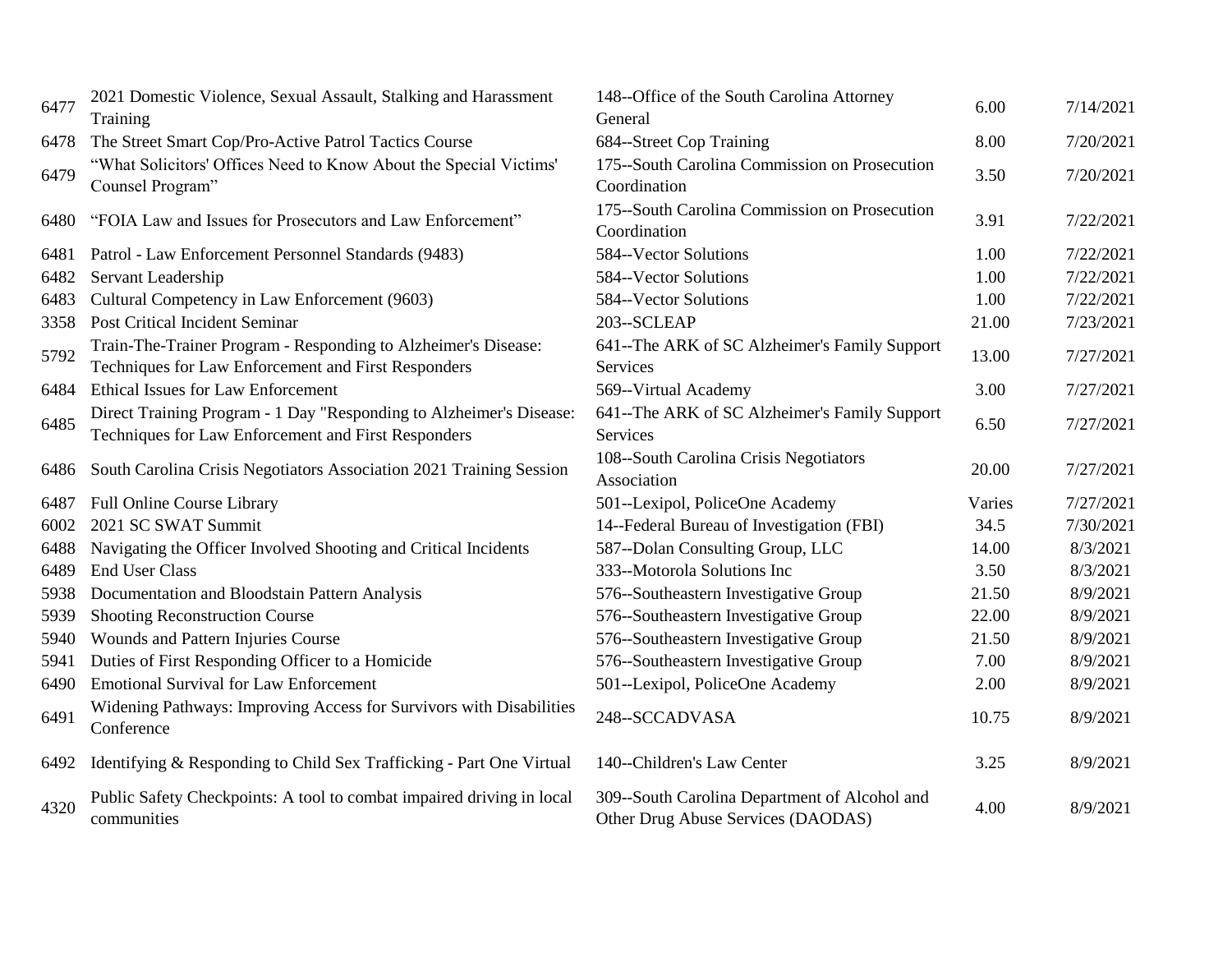| | | | | |
|---|---|---|---|---|
| 6477 | 2021 Domestic Violence, Sexual Assault, Stalking and Harassment Training | 148--Office of the South Carolina Attorney General | 6.00 | 7/14/2021 |
| 6478 | The Street Smart Cop/Pro-Active Patrol Tactics Course | 684--Street Cop Training | 8.00 | 7/20/2021 |
| 6479 | "What Solicitors' Offices Need to Know About the Special Victims' Counsel Program" | 175--South Carolina Commission on Prosecution Coordination | 3.50 | 7/20/2021 |
| 6480 | "FOIA Law and Issues for Prosecutors and Law Enforcement" | 175--South Carolina Commission on Prosecution Coordination | 3.91 | 7/22/2021 |
| 6481 | Patrol - Law Enforcement Personnel Standards (9483) | 584--Vector Solutions | 1.00 | 7/22/2021 |
| 6482 | Servant Leadership | 584--Vector Solutions | 1.00 | 7/22/2021 |
| 6483 | Cultural Competency in Law Enforcement (9603) | 584--Vector Solutions | 1.00 | 7/22/2021 |
| 3358 | Post Critical Incident Seminar | 203--SCLEAP | 21.00 | 7/23/2021 |
| 5792 | Train-The-Trainer Program - Responding to Alzheimer's Disease: Techniques for Law Enforcement and First Responders | 641--The ARK of SC Alzheimer's Family Support Services | 13.00 | 7/27/2021 |
| 6484 | Ethical Issues for Law Enforcement | 569--Virtual Academy | 3.00 | 7/27/2021 |
| 6485 | Direct Training Program - 1 Day "Responding to Alzheimer's Disease: Techniques for Law Enforcement and First Responders | 641--The ARK of SC Alzheimer's Family Support Services | 6.50 | 7/27/2021 |
| 6486 | South Carolina Crisis Negotiators Association 2021 Training Session | 108--South Carolina Crisis Negotiators Association | 20.00 | 7/27/2021 |
| 6487 | Full Online Course Library | 501--Lexipol, PoliceOne Academy | Varies | 7/27/2021 |
| 6002 | 2021 SC SWAT Summit | 14--Federal Bureau of Investigation (FBI) | 34.5 | 7/30/2021 |
| 6488 | Navigating the Officer Involved Shooting and Critical Incidents | 587--Dolan Consulting Group, LLC | 14.00 | 8/3/2021 |
| 6489 | End User Class | 333--Motorola Solutions Inc | 3.50 | 8/3/2021 |
| 5938 | Documentation and Bloodstain Pattern Analysis | 576--Southeastern Investigative Group | 21.50 | 8/9/2021 |
| 5939 | Shooting Reconstruction Course | 576--Southeastern Investigative Group | 22.00 | 8/9/2021 |
| 5940 | Wounds and Pattern Injuries Course | 576--Southeastern Investigative Group | 21.50 | 8/9/2021 |
| 5941 | Duties of First Responding Officer to a Homicide | 576--Southeastern Investigative Group | 7.00 | 8/9/2021 |
| 6490 | Emotional Survival for Law Enforcement | 501--Lexipol, PoliceOne Academy | 2.00 | 8/9/2021 |
| 6491 | Widening Pathways: Improving Access for Survivors with Disabilities Conference | 248--SCCADVASA | 10.75 | 8/9/2021 |
| 6492 | Identifying & Responding to Child Sex Trafficking - Part One Virtual | 140--Children's Law Center | 3.25 | 8/9/2021 |
| 4320 | Public Safety Checkpoints: A tool to combat impaired driving in local communities | 309--South Carolina Department of Alcohol and Other Drug Abuse Services (DAODAS) | 4.00 | 8/9/2021 |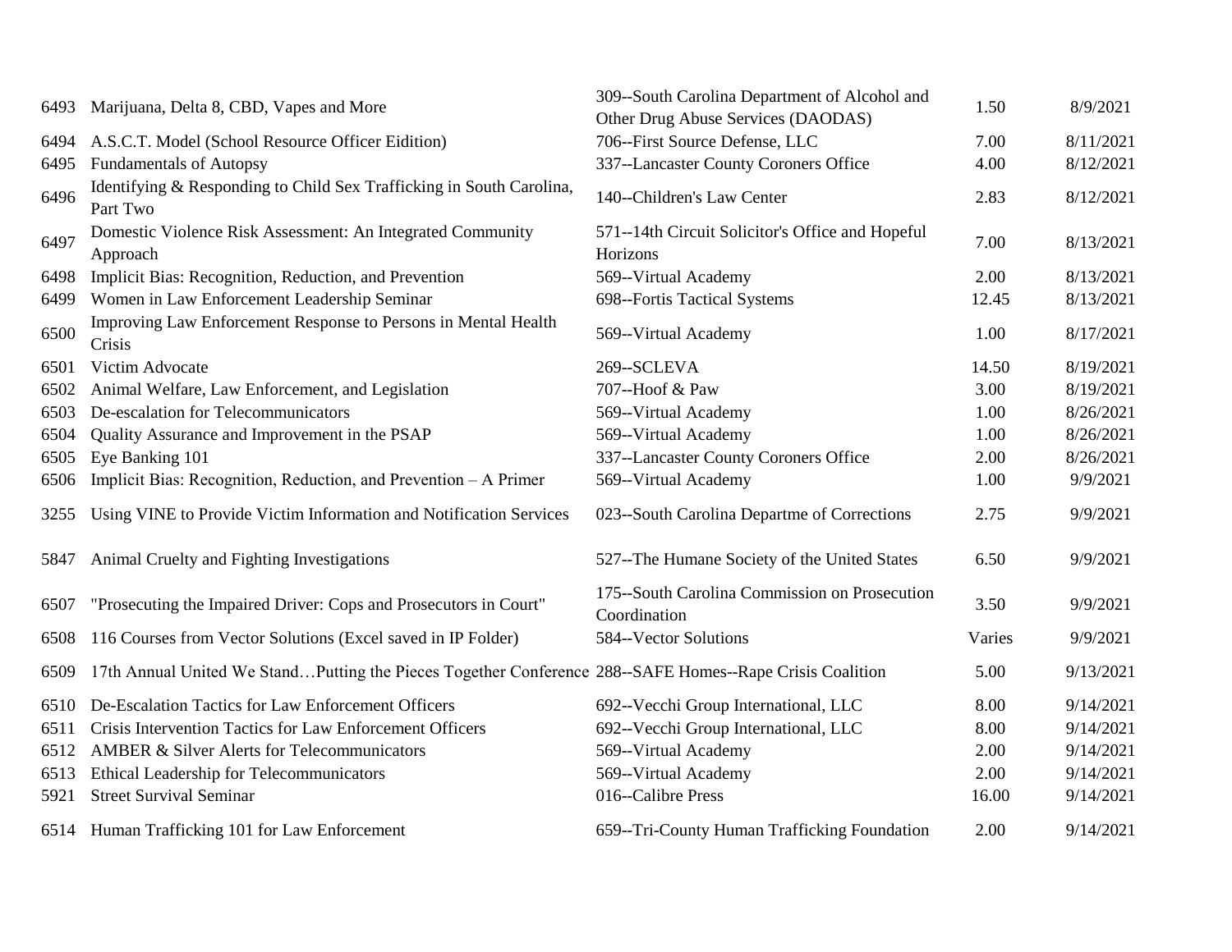| | | | | |
|---|---|---|---|---|
| 6493 | Marijuana, Delta 8, CBD, Vapes and More | 309--South Carolina Department of Alcohol and Other Drug Abuse Services (DAODAS) | 1.50 | 8/9/2021 |
| 6494 | A.S.C.T. Model (School Resource Officer Eidition) | 706--First Source Defense, LLC | 7.00 | 8/11/2021 |
| 6495 | Fundamentals of Autopsy | 337--Lancaster County Coroners Office | 4.00 | 8/12/2021 |
| 6496 | Identifying & Responding to Child Sex Trafficking in South Carolina, Part Two | 140--Children's Law Center | 2.83 | 8/12/2021 |
| 6497 | Domestic Violence Risk Assessment: An Integrated Community Approach | 571--14th Circuit Solicitor's Office and Hopeful Horizons | 7.00 | 8/13/2021 |
| 6498 | Implicit Bias: Recognition, Reduction, and Prevention | 569--Virtual Academy | 2.00 | 8/13/2021 |
| 6499 | Women in Law Enforcement Leadership Seminar | 698--Fortis Tactical Systems | 12.45 | 8/13/2021 |
| 6500 | Improving Law Enforcement Response to Persons in Mental Health Crisis | 569--Virtual Academy | 1.00 | 8/17/2021 |
| 6501 | Victim Advocate | 269--SCLEVA | 14.50 | 8/19/2021 |
| 6502 | Animal Welfare, Law Enforcement, and Legislation | 707--Hoof & Paw | 3.00 | 8/19/2021 |
| 6503 | De-escalation for Telecommunicators | 569--Virtual Academy | 1.00 | 8/26/2021 |
| 6504 | Quality Assurance and Improvement in the PSAP | 569--Virtual Academy | 1.00 | 8/26/2021 |
| 6505 | Eye Banking 101 | 337--Lancaster County Coroners Office | 2.00 | 8/26/2021 |
| 6506 | Implicit Bias: Recognition, Reduction, and Prevention – A Primer | 569--Virtual Academy | 1.00 | 9/9/2021 |
| 3255 | Using VINE to Provide Victim Information and Notification Services | 023--South Carolina Departme of Corrections | 2.75 | 9/9/2021 |
| 5847 | Animal Cruelty and Fighting Investigations | 527--The Humane Society of the United States | 6.50 | 9/9/2021 |
| 6507 | "Prosecuting the Impaired Driver: Cops and Prosecutors in Court" | 175--South Carolina Commission on Prosecution Coordination | 3.50 | 9/9/2021 |
| 6508 | 116 Courses from Vector Solutions (Excel saved in IP Folder) | 584--Vector Solutions | Varies | 9/9/2021 |
| 6509 | 17th Annual United We Stand…Putting the Pieces Together Conference | 288--SAFE Homes--Rape Crisis Coalition | 5.00 | 9/13/2021 |
| 6510 | De-Escalation Tactics for Law Enforcement Officers | 692--Vecchi Group International, LLC | 8.00 | 9/14/2021 |
| 6511 | Crisis Intervention Tactics for Law Enforcement Officers | 692--Vecchi Group International, LLC | 8.00 | 9/14/2021 |
| 6512 | AMBER & Silver Alerts for Telecommunicators | 569--Virtual Academy | 2.00 | 9/14/2021 |
| 6513 | Ethical Leadership for Telecommunicators | 569--Virtual Academy | 2.00 | 9/14/2021 |
| 5921 | Street Survival Seminar | 016--Calibre Press | 16.00 | 9/14/2021 |
| 6514 | Human Trafficking 101 for Law Enforcement | 659--Tri-County Human Trafficking Foundation | 2.00 | 9/14/2021 |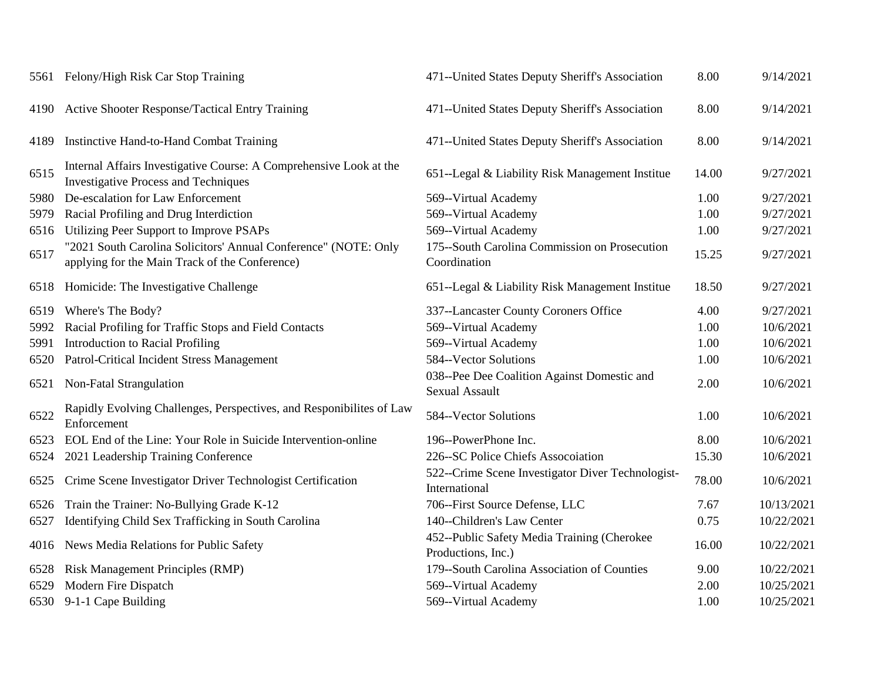| | | | | |
|---|---|---|---|---|
| 5561 | Felony/High Risk Car Stop Training | 471--United States Deputy Sheriff's Association | 8.00 | 9/14/2021 |
| 4190 | Active Shooter Response/Tactical Entry Training | 471--United States Deputy Sheriff's Association | 8.00 | 9/14/2021 |
| 4189 | Instinctive Hand-to-Hand Combat Training | 471--United States Deputy Sheriff's Association | 8.00 | 9/14/2021 |
| 6515 | Internal Affairs Investigative Course: A Comprehensive Look at the Investigative Process and Techniques | 651--Legal & Liability Risk Management Institue | 14.00 | 9/27/2021 |
| 5980 | De-escalation for Law Enforcement | 569--Virtual Academy | 1.00 | 9/27/2021 |
| 5979 | Racial Profiling and Drug Interdiction | 569--Virtual Academy | 1.00 | 9/27/2021 |
| 6516 | Utilizing Peer Support to Improve PSAPs | 569--Virtual Academy | 1.00 | 9/27/2021 |
| 6517 | "2021 South Carolina Solicitors' Annual Conference" (NOTE: Only applying for the Main Track of the Conference) | 175--South Carolina Commission on Prosecution Coordination | 15.25 | 9/27/2021 |
| 6518 | Homicide: The Investigative Challenge | 651--Legal & Liability Risk Management Institue | 18.50 | 9/27/2021 |
| 6519 | Where's The Body? | 337--Lancaster County Coroners Office | 4.00 | 9/27/2021 |
| 5992 | Racial Profiling for Traffic Stops and Field Contacts | 569--Virtual Academy | 1.00 | 10/6/2021 |
| 5991 | Introduction to Racial Profiling | 569--Virtual Academy | 1.00 | 10/6/2021 |
| 6520 | Patrol-Critical Incident Stress Management | 584--Vector Solutions | 1.00 | 10/6/2021 |
| 6521 | Non-Fatal Strangulation | 038--Pee Dee Coalition Against Domestic and Sexual Assault | 2.00 | 10/6/2021 |
| 6522 | Rapidly Evolving Challenges, Perspectives, and Responibilites of Law Enforcement | 584--Vector Solutions | 1.00 | 10/6/2021 |
| 6523 | EOL End of the Line: Your Role in Suicide Intervention-online | 196--PowerPhone Inc. | 8.00 | 10/6/2021 |
| 6524 | 2021 Leadership Training Conference | 226--SC Police Chiefs Assocoiation | 15.30 | 10/6/2021 |
| 6525 | Crime Scene Investigator Driver Technologist Certification | 522--Crime Scene Investigator Diver Technologist-International | 78.00 | 10/6/2021 |
| 6526 | Train the Trainer: No-Bullying Grade K-12 | 706--First Source Defense, LLC | 7.67 | 10/13/2021 |
| 6527 | Identifying Child Sex Trafficking in South Carolina | 140--Children's Law Center | 0.75 | 10/22/2021 |
| 4016 | News Media Relations for Public Safety | 452--Public Safety Media Training (Cherokee Productions, Inc.) | 16.00 | 10/22/2021 |
| 6528 | Risk Management Principles (RMP) | 179--South Carolina Association of Counties | 9.00 | 10/22/2021 |
| 6529 | Modern Fire Dispatch | 569--Virtual Academy | 2.00 | 10/25/2021 |
| 6530 | 9-1-1 Cape Building | 569--Virtual Academy | 1.00 | 10/25/2021 |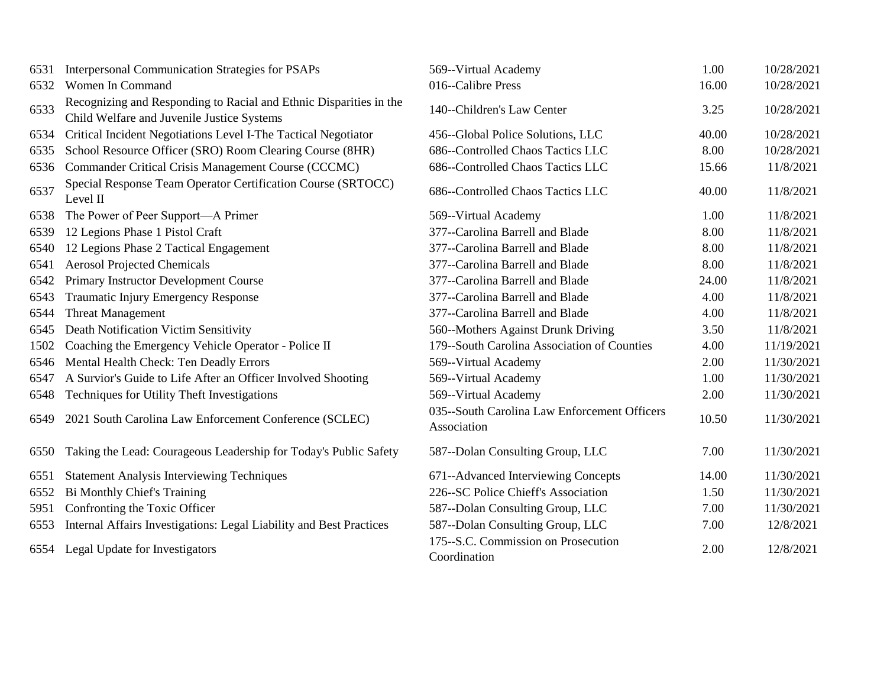| | | | | |
|---|---|---|---|---|
| 6531 | Interpersonal Communication Strategies for PSAPs | 569--Virtual Academy | 1.00 | 10/28/2021 |
| 6532 | Women In Command | 016--Calibre Press | 16.00 | 10/28/2021 |
| 6533 | Recognizing and Responding to Racial and Ethnic Disparities in the Child Welfare and Juvenile Justice Systems | 140--Children's Law Center | 3.25 | 10/28/2021 |
| 6534 | Critical Incident Negotiations Level I-The Tactical Negotiator | 456--Global Police Solutions, LLC | 40.00 | 10/28/2021 |
| 6535 | School Resource Officer (SRO) Room Clearing Course (8HR) | 686--Controlled Chaos Tactics LLC | 8.00 | 10/28/2021 |
| 6536 | Commander Critical Crisis Management Course (CCCMC) | 686--Controlled Chaos Tactics LLC | 15.66 | 11/8/2021 |
| 6537 | Special Response Team Operator Certification Course (SRTOCC) Level II | 686--Controlled Chaos Tactics LLC | 40.00 | 11/8/2021 |
| 6538 | The Power of Peer Support—A Primer | 569--Virtual Academy | 1.00 | 11/8/2021 |
| 6539 | 12 Legions Phase 1 Pistol Craft | 377--Carolina Barrell and Blade | 8.00 | 11/8/2021 |
| 6540 | 12 Legions Phase 2 Tactical Engagement | 377--Carolina Barrell and Blade | 8.00 | 11/8/2021 |
| 6541 | Aerosol Projected Chemicals | 377--Carolina Barrell and Blade | 8.00 | 11/8/2021 |
| 6542 | Primary Instructor Development Course | 377--Carolina Barrell and Blade | 24.00 | 11/8/2021 |
| 6543 | Traumatic Injury Emergency Response | 377--Carolina Barrell and Blade | 4.00 | 11/8/2021 |
| 6544 | Threat Management | 377--Carolina Barrell and Blade | 4.00 | 11/8/2021 |
| 6545 | Death Notification Victim Sensitivity | 560--Mothers Against Drunk Driving | 3.50 | 11/8/2021 |
| 1502 | Coaching the Emergency Vehicle Operator - Police II | 179--South Carolina Association of Counties | 4.00 | 11/19/2021 |
| 6546 | Mental Health Check: Ten Deadly Errors | 569--Virtual Academy | 2.00 | 11/30/2021 |
| 6547 | A Survior's Guide to Life After an Officer Involved Shooting | 569--Virtual Academy | 1.00 | 11/30/2021 |
| 6548 | Techniques for Utility Theft Investigations | 569--Virtual Academy | 2.00 | 11/30/2021 |
| 6549 | 2021 South Carolina Law Enforcement Conference (SCLEC) | 035--South Carolina Law Enforcement Officers Association | 10.50 | 11/30/2021 |
| 6550 | Taking the Lead: Courageous Leadership for Today's Public Safety | 587--Dolan Consulting Group, LLC | 7.00 | 11/30/2021 |
| 6551 | Statement Analysis Interviewing Techniques | 671--Advanced Interviewing Concepts | 14.00 | 11/30/2021 |
| 6552 | Bi Monthly Chief's Training | 226--SC Police Chieff's Association | 1.50 | 11/30/2021 |
| 5951 | Confronting the Toxic Officer | 587--Dolan Consulting Group, LLC | 7.00 | 11/30/2021 |
| 6553 | Internal Affairs Investigations: Legal Liability and Best Practices | 587--Dolan Consulting Group, LLC | 7.00 | 12/8/2021 |
| 6554 | Legal Update for Investigators | 175--S.C. Commission on Prosecution Coordination | 2.00 | 12/8/2021 |